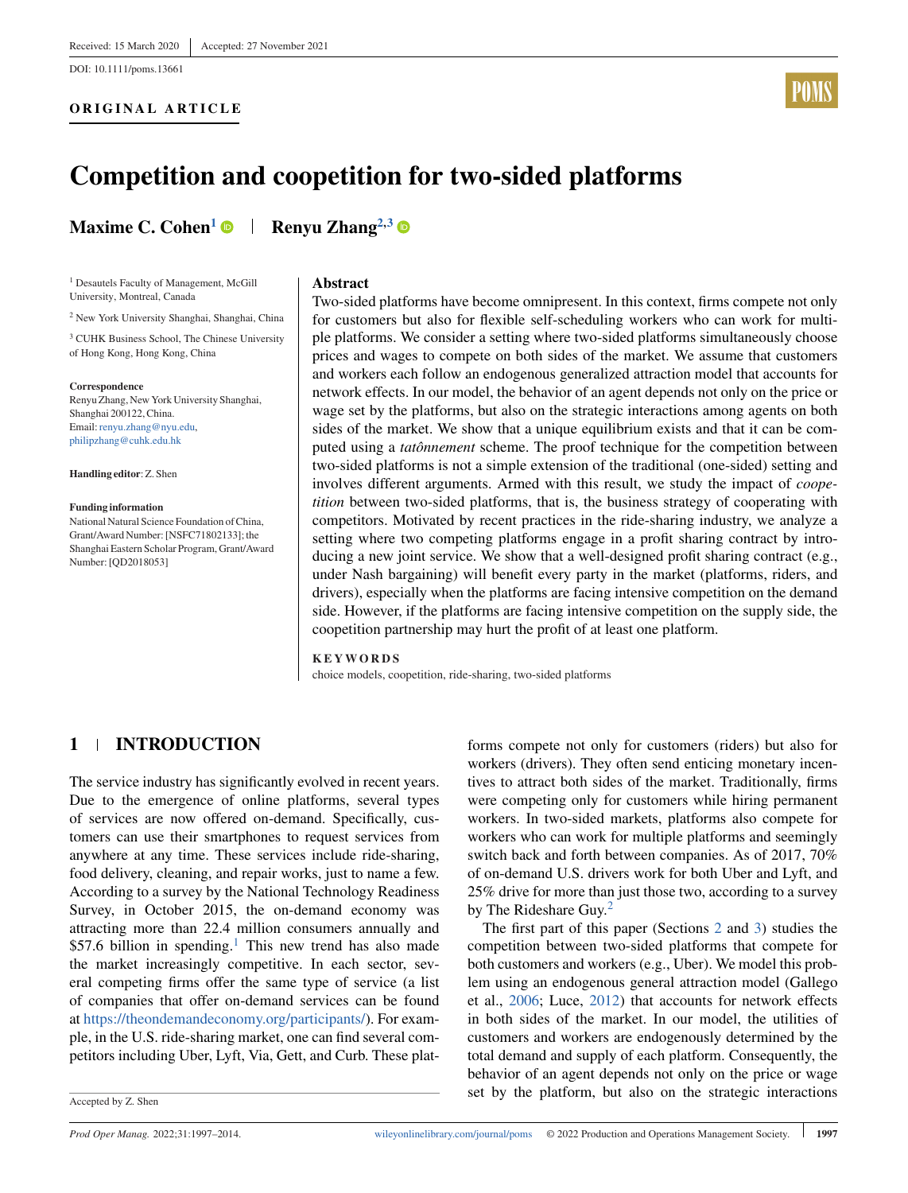Received: 15 March 2020 | Accepted: 27 November 2021

DOI: 10.1111/poms.13661

**ORIGINAL ARTICLE**

# Competition and coopetition for two-sided platforms

**Maxime C. Cohen**[1] | **Renyu Zhang**[2,3]

[1] Desautels Faculty of Management, McGill University, Montreal, Canada

[2] New York University Shanghai, Shanghai, China

[3] CUHK Business School, The Chinese University of Hong Kong, Hong Kong, China

**Correspondence**
Renyu Zhang, New York University Shanghai, Shanghai 200122, China.
Email: renyu.zhang@nyu.edu, philipzhang@cuhk.edu.hk

**Handling editor**: Z. Shen

**Funding information**
National Natural Science Foundation of China, Grant/Award Number: [NSFC71802133]; the Shanghai Eastern Scholar Program, Grant/Award Number: [QD2018053]

## Abstract

Two-sided platforms have become omnipresent. In this context, firms compete not only for customers but also for flexible self-scheduling workers who can work for multiple platforms. We consider a setting where two-sided platforms simultaneously choose prices and wages to compete on both sides of the market. We assume that customers and workers each follow an endogenous generalized attraction model that accounts for network effects. In our model, the behavior of an agent depends not only on the price or wage set by the platforms, but also on the strategic interactions among agents on both sides of the market. We show that a unique equilibrium exists and that it can be computed using a *tatônnement* scheme. The proof technique for the competition between two-sided platforms is not a simple extension of the traditional (one-sided) setting and involves different arguments. Armed with this result, we study the impact of *coopetition* between two-sided platforms, that is, the business strategy of cooperating with competitors. Motivated by recent practices in the ride-sharing industry, we analyze a setting where two competing platforms engage in a profit sharing contract by introducing a new joint service. We show that a well-designed profit sharing contract (e.g., under Nash bargaining) will benefit every party in the market (platforms, riders, and drivers), especially when the platforms are facing intensive competition on the demand side. However, if the platforms are facing intensive competition on the supply side, the coopetition partnership may hurt the profit of at least one platform.

**KEYWORDS**

choice models, coopetition, ride-sharing, two-sided platforms

## 1 | INTRODUCTION

The service industry has significantly evolved in recent years. Due to the emergence of online platforms, several types of services are now offered on-demand. Specifically, customers can use their smartphones to request services from anywhere at any time. These services include ride-sharing, food delivery, cleaning, and repair works, just to name a few. According to a survey by the National Technology Readiness Survey, in October 2015, the on-demand economy was attracting more than 22.4 million consumers annually and \$57.6 billion in spending.[1] This new trend has also made the market increasingly competitive. In each sector, several competing firms offer the same type of service (a list of companies that offer on-demand services can be found at https://theondemandeconomy.org/participants/). For example, in the U.S. ride-sharing market, one can find several competitors including Uber, Lyft, Via, Gett, and Curb. These platforms compete not only for customers (riders) but also for workers (drivers). They often send enticing monetary incentives to attract both sides of the market. Traditionally, firms were competing only for customers while hiring permanent workers. In two-sided markets, platforms also compete for workers who can work for multiple platforms and seemingly switch back and forth between companies. As of 2017, 70% of on-demand U.S. drivers work for both Uber and Lyft, and 25% drive for more than just those two, according to a survey by The Rideshare Guy.[2]

The first part of this paper (Sections 2 and 3) studies the competition between two-sided platforms that compete for both customers and workers (e.g., Uber). We model this problem using an endogenous general attraction model (Gallego et al., 2006; Luce, 2012) that accounts for network effects in both sides of the market. In our model, the utilities of customers and workers are endogenously determined by the total demand and supply of each platform. Consequently, the behavior of an agent depends not only on the price or wage set by the platform, but also on the strategic interactions

Accepted by Z. Shen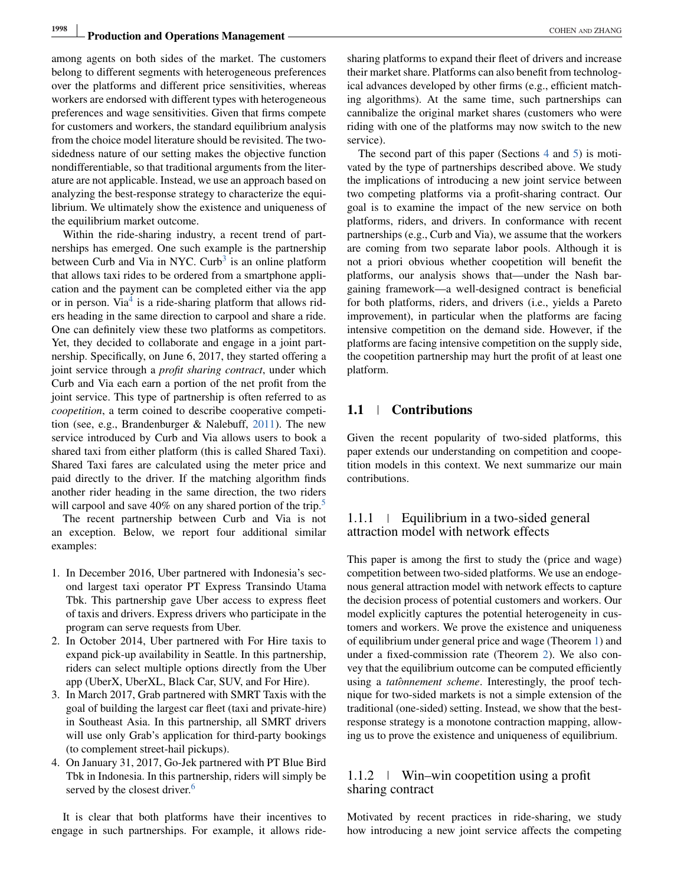among agents on both sides of the market. The customers belong to different segments with heterogeneous preferences over the platforms and different price sensitivities, whereas workers are endorsed with different types with heterogeneous preferences and wage sensitivities. Given that firms compete for customers and workers, the standard equilibrium analysis from the choice model literature should be revisited. The two-sidedness nature of our setting makes the objective function nondifferentiable, so that traditional arguments from the literature are not applicable. Instead, we use an approach based on analyzing the best-response strategy to characterize the equilibrium. We ultimately show the existence and uniqueness of the equilibrium market outcome.

Within the ride-sharing industry, a recent trend of partnerships has emerged. One such example is the partnership between Curb and Via in NYC. Curb[3] is an online platform that allows taxi rides to be ordered from a smartphone application and the payment can be completed either via the app or in person. Via[4] is a ride-sharing platform that allows riders heading in the same direction to carpool and share a ride. One can definitely view these two platforms as competitors. Yet, they decided to collaborate and engage in a joint partnership. Specifically, on June 6, 2017, they started offering a joint service through a *profit sharing contract*, under which Curb and Via each earn a portion of the net profit from the joint service. This type of partnership is often referred to as *coopetition*, a term coined to describe cooperative competition (see, e.g., Brandenburger & Nalebuff, 2011). The new service introduced by Curb and Via allows users to book a shared taxi from either platform (this is called Shared Taxi). Shared Taxi fares are calculated using the meter price and paid directly to the driver. If the matching algorithm finds another rider heading in the same direction, the two riders will carpool and save 40% on any shared portion of the trip.[5]

The recent partnership between Curb and Via is not an exception. Below, we report four additional similar examples:

1. In December 2016, Uber partnered with Indonesia's second largest taxi operator PT Express Transindo Utama Tbk. This partnership gave Uber access to express fleet of taxis and drivers. Express drivers who participate in the program can serve requests from Uber.
2. In October 2014, Uber partnered with For Hire taxis to expand pick-up availability in Seattle. In this partnership, riders can select multiple options directly from the Uber app (UberX, UberXL, Black Car, SUV, and For Hire).
3. In March 2017, Grab partnered with SMRT Taxis with the goal of building the largest car fleet (taxi and private-hire) in Southeast Asia. In this partnership, all SMRT drivers will use only Grab's application for third-party bookings (to complement street-hail pickups).
4. On January 31, 2017, Go-Jek partnered with PT Blue Bird Tbk in Indonesia. In this partnership, riders will simply be served by the closest driver.[6]

It is clear that both platforms have their incentives to engage in such partnerships. For example, it allows ride-sharing platforms to expand their fleet of drivers and increase their market share. Platforms can also benefit from technological advances developed by other firms (e.g., efficient matching algorithms). At the same time, such partnerships can cannibalize the original market shares (customers who were riding with one of the platforms may now switch to the new service).

The second part of this paper (Sections 4 and 5) is motivated by the type of partnerships described above. We study the implications of introducing a new joint service between two competing platforms via a profit-sharing contract. Our goal is to examine the impact of the new service on both platforms, riders, and drivers. In conformance with recent partnerships (e.g., Curb and Via), we assume that the workers are coming from two separate labor pools. Although it is not a priori obvious whether coopetition will benefit the platforms, our analysis shows that—under the Nash bargaining framework—a well-designed contract is beneficial for both platforms, riders, and drivers (i.e., yields a Pareto improvement), in particular when the platforms are facing intensive competition on the demand side. However, if the platforms are facing intensive competition on the supply side, the coopetition partnership may hurt the profit of at least one platform.

## 1.1 | Contributions

Given the recent popularity of two-sided platforms, this paper extends our understanding on competition and coopetition models in this context. We next summarize our main contributions.

### 1.1.1 | Equilibrium in a two-sided general attraction model with network effects

This paper is among the first to study the (price and wage) competition between two-sided platforms. We use an endogenous general attraction model with network effects to capture the decision process of potential customers and workers. Our model explicitly captures the potential heterogeneity in customers and workers. We prove the existence and uniqueness of equilibrium under general price and wage (Theorem 1) and under a fixed-commission rate (Theorem 2). We also convey that the equilibrium outcome can be computed efficiently using a *tatônnement scheme*. Interestingly, the proof technique for two-sided markets is not a simple extension of the traditional (one-sided) setting. Instead, we show that the best-response strategy is a monotone contraction mapping, allowing us to prove the existence and uniqueness of equilibrium.

### 1.1.2 | Win–win coopetition using a profit sharing contract

Motivated by recent practices in ride-sharing, we study how introducing a new joint service affects the competing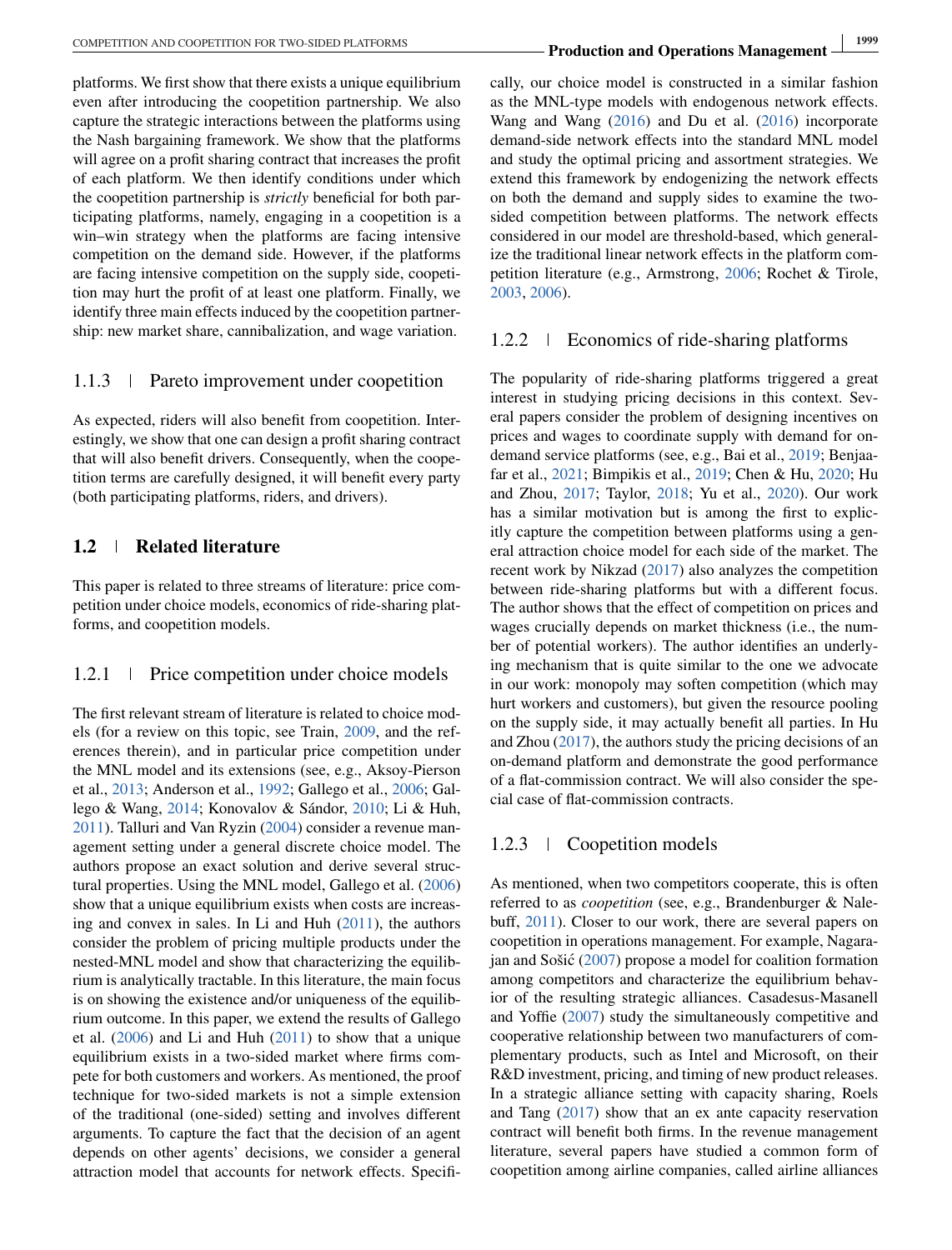platforms. We first show that there exists a unique equilibrium even after introducing the coopetition partnership. We also capture the strategic interactions between the platforms using the Nash bargaining framework. We show that the platforms will agree on a profit sharing contract that increases the profit of each platform. We then identify conditions under which the coopetition partnership is *strictly* beneficial for both participating platforms, namely, engaging in a coopetition is a win–win strategy when the platforms are facing intensive competition on the demand side. However, if the platforms are facing intensive competition on the supply side, coopetition may hurt the profit of at least one platform. Finally, we identify three main effects induced by the coopetition partnership: new market share, cannibalization, and wage variation.

### 1.1.3 | Pareto improvement under coopetition

As expected, riders will also benefit from coopetition. Interestingly, we show that one can design a profit sharing contract that will also benefit drivers. Consequently, when the coopetition terms are carefully designed, it will benefit every party (both participating platforms, riders, and drivers).

## 1.2 | Related literature

This paper is related to three streams of literature: price competition under choice models, economics of ride-sharing platforms, and coopetition models.

### 1.2.1 | Price competition under choice models

The first relevant stream of literature is related to choice models (for a review on this topic, see Train, 2009, and the references therein), and in particular price competition under the MNL model and its extensions (see, e.g., Aksoy-Pierson et al., 2013; Anderson et al., 1992; Gallego et al., 2006; Gallego & Wang, 2014; Konovalov & Sándor, 2010; Li & Huh, 2011). Talluri and Van Ryzin (2004) consider a revenue management setting under a general discrete choice model. The authors propose an exact solution and derive several structural properties. Using the MNL model, Gallego et al. (2006) show that a unique equilibrium exists when costs are increasing and convex in sales. In Li and Huh (2011), the authors consider the problem of pricing multiple products under the nested-MNL model and show that characterizing the equilibrium is analytically tractable. In this literature, the main focus is on showing the existence and/or uniqueness of the equilibrium outcome. In this paper, we extend the results of Gallego et al. (2006) and Li and Huh (2011) to show that a unique equilibrium exists in a two-sided market where firms compete for both customers and workers. As mentioned, the proof technique for two-sided markets is not a simple extension of the traditional (one-sided) setting and involves different arguments. To capture the fact that the decision of an agent depends on other agents' decisions, we consider a general attraction model that accounts for network effects. Specifically, our choice model is constructed in a similar fashion as the MNL-type models with endogenous network effects. Wang and Wang (2016) and Du et al. (2016) incorporate demand-side network effects into the standard MNL model and study the optimal pricing and assortment strategies. We extend this framework by endogenizing the network effects on both the demand and supply sides to examine the two-sided competition between platforms. The network effects considered in our model are threshold-based, which generalize the traditional linear network effects in the platform competition literature (e.g., Armstrong, 2006; Rochet & Tirole, 2003, 2006).

### 1.2.2 | Economics of ride-sharing platforms

The popularity of ride-sharing platforms triggered a great interest in studying pricing decisions in this context. Several papers consider the problem of designing incentives on prices and wages to coordinate supply with demand for on-demand service platforms (see, e.g., Bai et al., 2019; Benjaafar et al., 2021; Bimpikis et al., 2019; Chen & Hu, 2020; Hu and Zhou, 2017; Taylor, 2018; Yu et al., 2020). Our work has a similar motivation but is among the first to explicitly capture the competition between platforms using a general attraction choice model for each side of the market. The recent work by Nikzad (2017) also analyzes the competition between ride-sharing platforms but with a different focus. The author shows that the effect of competition on prices and wages crucially depends on market thickness (i.e., the number of potential workers). The author identifies an underlying mechanism that is quite similar to the one we advocate in our work: monopoly may soften competition (which may hurt workers and customers), but given the resource pooling on the supply side, it may actually benefit all parties. In Hu and Zhou (2017), the authors study the pricing decisions of an on-demand platform and demonstrate the good performance of a flat-commission contract. We will also consider the special case of flat-commission contracts.

### 1.2.3 | Coopetition models

As mentioned, when two competitors cooperate, this is often referred to as *coopetition* (see, e.g., Brandenburger & Nalebuff, 2011). Closer to our work, there are several papers on coopetition in operations management. For example, Nagarajan and Sošić (2007) propose a model for coalition formation among competitors and characterize the equilibrium behavior of the resulting strategic alliances. Casadesus-Masanell and Yoffie (2007) study the simultaneously competitive and cooperative relationship between two manufacturers of complementary products, such as Intel and Microsoft, on their R&D investment, pricing, and timing of new product releases. In a strategic alliance setting with capacity sharing, Roels and Tang (2017) show that an ex ante capacity reservation contract will benefit both firms. In the revenue management literature, several papers have studied a common form of coopetition among airline companies, called airline alliances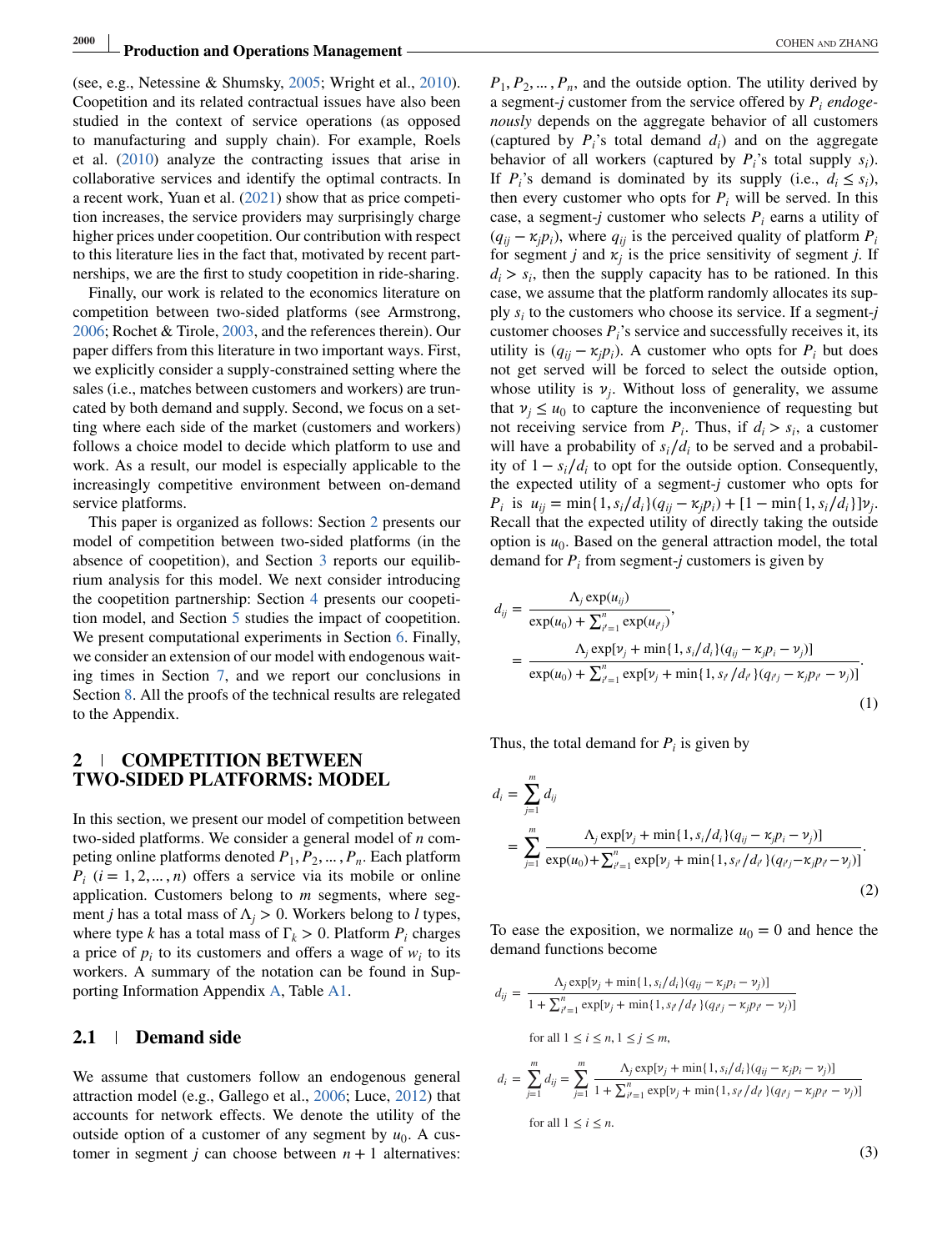(see, e.g., Netessine & Shumsky, 2005; Wright et al., 2010). Coopetition and its related contractual issues have also been studied in the context of service operations (as opposed to manufacturing and supply chain). For example, Roels et al. (2010) analyze the contracting issues that arise in collaborative services and identify the optimal contracts. In a recent work, Yuan et al. (2021) show that as price competition increases, the service providers may surprisingly charge higher prices under coopetition. Our contribution with respect to this literature lies in the fact that, motivated by recent partnerships, we are the first to study coopetition in ride-sharing.

Finally, our work is related to the economics literature on competition between two-sided platforms (see Armstrong, 2006; Rochet & Tirole, 2003, and the references therein). Our paper differs from this literature in two important ways. First, we explicitly consider a supply-constrained setting where the sales (i.e., matches between customers and workers) are truncated by both demand and supply. Second, we focus on a setting where each side of the market (customers and workers) follows a choice model to decide which platform to use and work. As a result, our model is especially applicable to the increasingly competitive environment between on-demand service platforms.

This paper is organized as follows: Section 2 presents our model of competition between two-sided platforms (in the absence of coopetition), and Section 3 reports our equilibrium analysis for this model. We next consider introducing the coopetition partnership: Section 4 presents our coopetition model, and Section 5 studies the impact of coopetition. We present computational experiments in Section 6. Finally, we consider an extension of our model with endogenous waiting times in Section 7, and we report our conclusions in Section 8. All the proofs of the technical results are relegated to the Appendix.

## 2 | COMPETITION BETWEEN TWO-SIDED PLATFORMS: MODEL

In this section, we present our model of competition between two-sided platforms. We consider a general model of $n$ competing online platforms denoted $P_1, P_2, \ldots, P_n$. Each platform $P_i$ $(i = 1, 2, \ldots, n)$ offers a service via its mobile or online application. Customers belong to $m$ segments, where segment $j$ has a total mass of $\Lambda_j > 0$. Workers belong to $l$ types, where type $k$ has a total mass of $\Gamma_k > 0$. Platform $P_i$ charges a price of $p_i$ to its customers and offers a wage of $w_i$ to its workers. A summary of the notation can be found in Supporting Information Appendix A, Table A1.

### 2.1 | Demand side

We assume that customers follow an endogenous general attraction model (e.g., Gallego et al., 2006; Luce, 2012) that accounts for network effects. We denote the utility of the outside option of a customer of any segment by $u_0$. A customer in segment $j$ can choose between $n + 1$ alternatives: $P_1, P_2, \ldots, P_n$, and the outside option. The utility derived by a segment-$j$ customer from the service offered by $P_i$ *endogenously* depends on the aggregate behavior of all customers (captured by $P_i$'s total demand $d_i$) and on the aggregate behavior of all workers (captured by $P_i$'s total supply $s_i$). If $P_i$'s demand is dominated by its supply (i.e., $d_i \le s_i$), then every customer who opts for $P_i$ will be served. In this case, a segment-$j$ customer who selects $P_i$ earns a utility of $(q_{ij} - \kappa_j p_i)$, where $q_{ij}$ is the perceived quality of platform $P_i$ for segment $j$ and $\kappa_j$ is the price sensitivity of segment $j$. If $d_i > s_i$, then the supply capacity has to be rationed. In this case, we assume that the platform randomly allocates its supply $s_i$ to the customers who choose its service. If a segment-$j$ customer chooses $P_i$'s service and successfully receives it, its utility is $(q_{ij} - \kappa_j p_i)$. A customer who opts for $P_i$ but does not get served will be forced to select the outside option, whose utility is $\nu_j$. Without loss of generality, we assume that $\nu_j \le u_0$ to capture the inconvenience of requesting but not receiving service from $P_i$. Thus, if $d_i > s_i$, a customer will have a probability of $s_i/d_i$ to be served and a probability of $1 - s_i/d_i$ to opt for the outside option. Consequently, the expected utility of a segment-$j$ customer who opts for $P_i$ is $u_{ij} = \min\{1, s_i/d_i\}(q_{ij} - \kappa_j p_i) + [1 - \min\{1, s_i/d_i\}]\nu_j$. Recall that the expected utility of directly taking the outside option is $u_0$. Based on the general attraction model, the total demand for $P_i$ from segment-$j$ customers is given by

$$
\begin{aligned}
d_{ij} &= \frac{\Lambda_j \exp(u_{ij})}{\exp(u_0) + \sum_{i'=1}^{n} \exp(u_{i'j})}, \\
&= \frac{\Lambda_j \exp[\nu_j + \min\{1, s_i/d_i\}(q_{ij} - \kappa_j p_i - \nu_j)]}{\exp(u_0) + \sum_{i'=1}^{n} \exp[\nu_j + \min\{1, s_{i'}/d_{i'}\}(q_{i'j} - \kappa_j p_{i'} - \nu_j)]}.
\end{aligned} \tag{1}
$$

Thus, the total demand for $P_i$ is given by

$$
\begin{aligned}
d_i &= \sum_{j=1}^{m} d_{ij} \\
&= \sum_{j=1}^{m} \frac{\Lambda_j \exp[\nu_j + \min\{1, s_i/d_i\}(q_{ij} - \kappa_j p_i - \nu_j)]}{\exp(u_0) + \sum_{i'=1}^{n} \exp[\nu_j + \min\{1, s_{i'}/d_{i'}\}(q_{i'j} - \kappa_j p_{i'} - \nu_j)]}.
\end{aligned} \tag{2}
$$

To ease the exposition, we normalize $u_0 = 0$ and hence the demand functions become

$$
\begin{aligned}
d_{ij} &= \frac{\Lambda_j \exp[\nu_j + \min\{1, s_i/d_i\}(q_{ij} - \kappa_j p_i - \nu_j)]}{1 + \sum_{i'=1}^{n} \exp[\nu_j + \min\{1, s_{i'}/d_{i'}\}(q_{i'j} - \kappa_j p_{i'} - \nu_j)]} \\
&\quad \text{for all } 1 \le i \le n, 1 \le j \le m, \\
d_i &= \sum_{j=1}^{m} d_{ij} = \sum_{j=1}^{m} \frac{\Lambda_j \exp[\nu_j + \min\{1, s_i/d_i\}(q_{ij} - \kappa_j p_i - \nu_j)]}{1 + \sum_{i'=1}^{n} \exp[\nu_j + \min\{1, s_{i'}/d_{i'}\}(q_{i'j} - \kappa_j p_{i'} - \nu_j)]} \\
&\quad \text{for all } 1 \le i \le n.
\end{aligned} \tag{3}
$$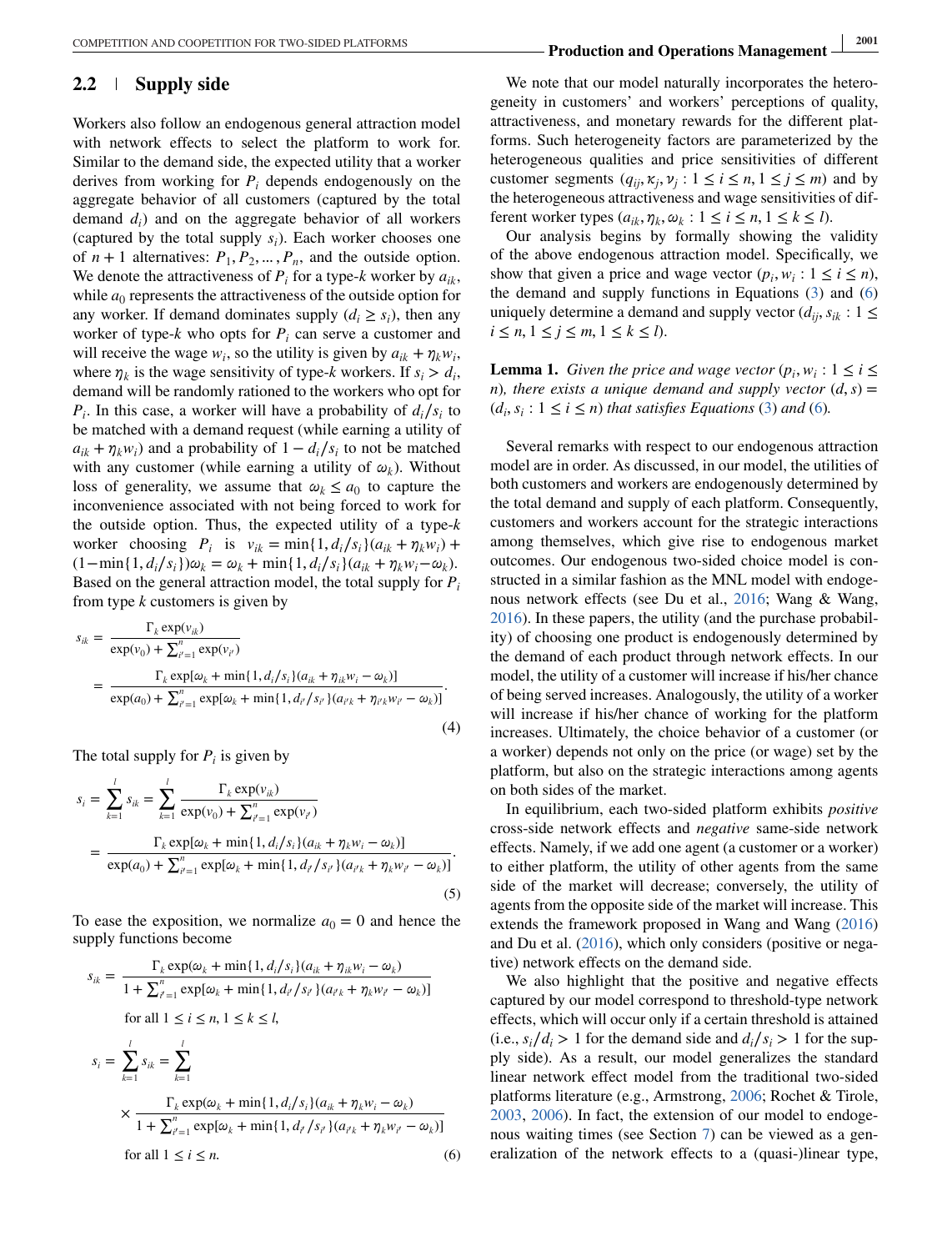## 2.2 Supply side

Workers also follow an endogenous general attraction model with network effects to select the platform to work for. Similar to the demand side, the expected utility that a worker derives from working for $P_i$ depends endogenously on the aggregate behavior of all customers (captured by the total demand $d_i$) and on the aggregate behavior of all workers (captured by the total supply $s_i$). Each worker chooses one of $n+1$ alternatives: $P_1, P_2, \ldots, P_n$, and the outside option. We denote the attractiveness of $P_i$ for a type-$k$ worker by $a_{ik}$, while $a_0$ represents the attractiveness of the outside option for any worker. If demand dominates supply ($d_i \geq s_i$), then any worker of type-$k$ who opts for $P_i$ can serve a customer and will receive the wage $w_i$, so the utility is given by $a_{ik} + \eta_k w_i$, where $\eta_k$ is the wage sensitivity of type-$k$ workers. If $s_i > d_i$, demand will be randomly rationed to the workers who opt for $P_i$. In this case, a worker will have a probability of $d_i/s_i$ to be matched with a demand request (while earning a utility of $a_{ik} + \eta_k w_i$) and a probability of $1 - d_i/s_i$ to not be matched with any customer (while earning a utility of $\omega_k$). Without loss of generality, we assume that $\omega_k \leq a_0$ to capture the inconvenience associated with not being forced to work for the outside option. Thus, the expected utility of a type-$k$ worker choosing $P_i$ is $v_{ik} = \min\{1, d_i/s_i\}(a_{ik} + \eta_k w_i) + (1 - \min\{1, d_i/s_i\})\omega_k = \omega_k + \min\{1, d_i/s_i\}(a_{ik} + \eta_k w_i - \omega_k)$. Based on the general attraction model, the total supply for $P_i$ from type $k$ customers is given by

$$
\begin{aligned}
s_{ik} &= \frac{\Gamma_k \exp(v_{ik})}{\exp(v_0) + \sum_{i'=1}^{n} \exp(v_{i'})} \\
&= \frac{\Gamma_k \exp[\omega_k + \min\{1, d_i/s_i\}(a_{ik} + \eta_{ik} w_i - \omega_k)]}{\exp(a_0) + \sum_{i'=1}^{n} \exp[\omega_k + \min\{1, d_{i'}/s_{i'}\}(a_{i'k} + \eta_{i'k} w_{i'} - \omega_k)]}.
\end{aligned}
\tag{4}
$$

The total supply for $P_i$ is given by

$$
\begin{aligned}
s_i &= \sum_{k=1}^{l} s_{ik} = \sum_{k=1}^{l} \frac{\Gamma_k \exp(v_{ik})}{\exp(v_0) + \sum_{i'=1}^{n} \exp(v_{i'})} \\
&= \frac{\Gamma_k \exp[\omega_k + \min\{1, d_i/s_i\}(a_{ik} + \eta_k w_i - \omega_k)]}{\exp(a_0) + \sum_{i'=1}^{n} \exp[\omega_k + \min\{1, d_{i'}/s_{i'}\}(a_{i'k} + \eta_k w_{i'} - \omega_k)]}.
\end{aligned}
\tag{5}
$$

To ease the exposition, we normalize $a_0 = 0$ and hence the supply functions become

$$
\begin{aligned}
s_{ik} &= \frac{\Gamma_k \exp(\omega_k + \min\{1, d_i/s_i\}(a_{ik} + \eta_{ik} w_i - \omega_k)}{1 + \sum_{i'=1}^{n} \exp[\omega_k + \min\{1, d_{i'}/s_{i'}\}(a_{i'k} + \eta_k w_{i'} - \omega_k)]} \\
&\quad \text{for all } 1 \leq i \leq n, 1 \leq k \leq l, \\
s_i &= \sum_{k=1}^{l} s_{ik} = \sum_{k=1}^{l} \\
&\quad \times \frac{\Gamma_k \exp(\omega_k + \min\{1, d_i/s_i\}(a_{ik} + \eta_k w_i - \omega_k)}{1 + \sum_{i'=1}^{n} \exp[\omega_k + \min\{1, d_{i'}/s_{i'}\}(a_{i'k} + \eta_k w_{i'} - \omega_k)]} \\
&\quad \text{for all } 1 \leq i \leq n.
\end{aligned}
\tag{6}
$$

We note that our model naturally incorporates the heterogeneity in customers' and workers' perceptions of quality, attractiveness, and monetary rewards for the different platforms. Such heterogeneity factors are parameterized by the heterogeneous qualities and price sensitivities of different customer segments ($q_{ij}, \kappa_j, \nu_j : 1 \leq i \leq n, 1 \leq j \leq m$) and by the heterogeneous attractiveness and wage sensitivities of different worker types ($a_{ik}, \eta_k, \omega_k : 1 \leq i \leq n, 1 \leq k \leq l$).

Our analysis begins by formally showing the validity of the above endogenous attraction model. Specifically, we show that given a price and wage vector ($p_i, w_i : 1 \leq i \leq n$), the demand and supply functions in Equations (3) and (6) uniquely determine a demand and supply vector ($d_{ij}, s_{ik} : 1 \leq i \leq n, 1 \leq j \leq m, 1 \leq k \leq l$).

**Lemma 1.** *Given the price and wage vector ($p_i, w_i : 1 \leq i \leq n$), there exists a unique demand and supply vector $(d, s) = (d_i, s_i : 1 \leq i \leq n)$ that satisfies Equations (3) and (6).*

Several remarks with respect to our endogenous attraction model are in order. As discussed, in our model, the utilities of both customers and workers are endogenously determined by the total demand and supply of each platform. Consequently, customers and workers account for the strategic interactions among themselves, which give rise to endogenous market outcomes. Our endogenous two-sided choice model is constructed in a similar fashion as the MNL model with endogenous network effects (see Du et al., 2016; Wang & Wang, 2016). In these papers, the utility (and the purchase probability) of choosing one product is endogenously determined by the demand of each product through network effects. In our model, the utility of a customer will increase if his/her chance of being served increases. Analogously, the utility of a worker will increase if his/her chance of working for the platform increases. Ultimately, the choice behavior of a customer (or a worker) depends not only on the price (or wage) set by the platform, but also on the strategic interactions among agents on both sides of the market.

In equilibrium, each two-sided platform exhibits *positive* cross-side network effects and *negative* same-side network effects. Namely, if we add one agent (a customer or a worker) to either platform, the utility of other agents from the same side of the market will decrease; conversely, the utility of agents from the opposite side of the market will increase. This extends the framework proposed in Wang and Wang (2016) and Du et al. (2016), which only considers (positive or negative) network effects on the demand side.

We also highlight that the positive and negative effects captured by our model correspond to threshold-type network effects, which will occur only if a certain threshold is attained (i.e., $s_i/d_i > 1$ for the demand side and $d_i/s_i > 1$ for the supply side). As a result, our model generalizes the standard linear network effect model from the traditional two-sided platforms literature (e.g., Armstrong, 2006; Rochet & Tirole, 2003, 2006). In fact, the extension of our model to endogenous waiting times (see Section 7) can be viewed as a generalization of the network effects to a (quasi-)linear type,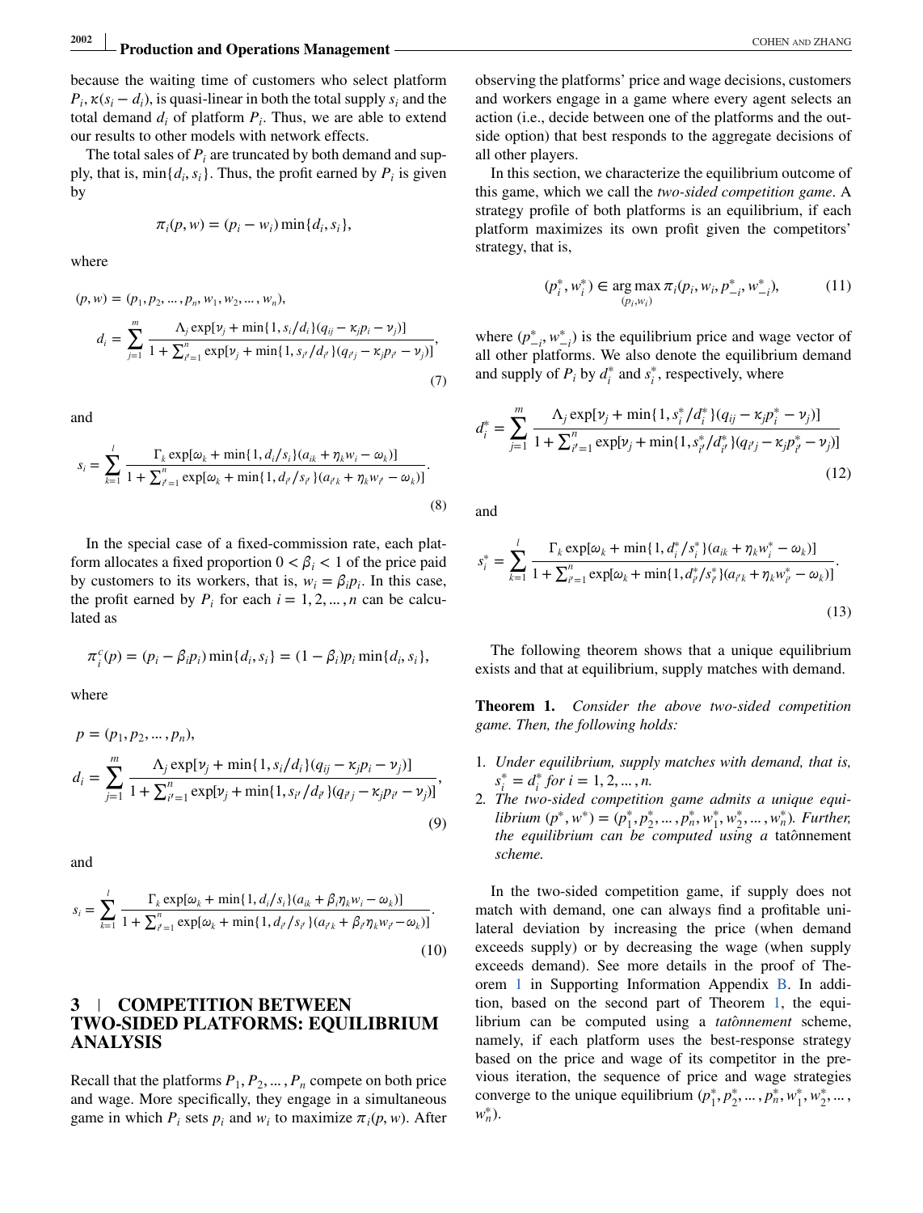because the waiting time of customers who select platform $P_i$, $\kappa(s_i - d_i)$, is quasi-linear in both the total supply $s_i$ and the total demand $d_i$ of platform $P_i$. Thus, we are able to extend our results to other models with network effects.

The total sales of $P_i$ are truncated by both demand and supply, that is, $\min\{d_i, s_i\}$. Thus, the profit earned by $P_i$ is given by

$$\pi_i(p, w) = (p_i - w_i)\min\{d_i, s_i\},$$

where

$$(p, w) = (p_1, p_2, \dots, p_n, w_1, w_2, \dots, w_n),$$

$$d_i = \sum_{j=1}^{m} \frac{\Lambda_j \exp[\nu_j + \min\{1, s_i/d_i\}(q_{ij} - \kappa_j p_i - \nu_j)]}{1 + \sum_{i'=1}^{n} \exp[\nu_j + \min\{1, s_{i'}/d_{i'}\}(q_{i'j} - \kappa_j p_{i'} - \nu_j)]}, \tag{7}$$

and

$$s_i = \sum_{k=1}^{l} \frac{\Gamma_k \exp[\omega_k + \min\{1, d_i/s_i\}(a_{ik} + \eta_k w_i - \omega_k)]}{1 + \sum_{i'=1}^{n} \exp[\omega_k + \min\{1, d_{i'}/s_{i'}\}(a_{i'k} + \eta_k w_{i'} - \omega_k)]}. \tag{8}$$

In the special case of a fixed-commission rate, each platform allocates a fixed proportion $0 < \beta_i < 1$ of the price paid by customers to its workers, that is, $w_i = \beta_i p_i$. In this case, the profit earned by $P_i$ for each $i = 1, 2, \dots, n$ can be calculated as

$$\pi_i^c(p) = (p_i - \beta_i p_i)\min\{d_i, s_i\} = (1 - \beta_i)p_i \min\{d_i, s_i\},$$

where

$$p = (p_1, p_2, \dots, p_n),$$

$$d_i = \sum_{j=1}^{m} \frac{\Lambda_j \exp[\nu_j + \min\{1, s_i/d_i\}(q_{ij} - \kappa_j p_i - \nu_j)]}{1 + \sum_{i'=1}^{n} \exp[\nu_j + \min\{1, s_{i'}/d_{i'}\}(q_{i'j} - \kappa_j p_{i'} - \nu_j)]}, \tag{9}$$

and

$$s_i = \sum_{k=1}^{l} \frac{\Gamma_k \exp[\omega_k + \min\{1, d_i/s_i\}(a_{ik} + \beta_i \eta_k w_i - \omega_k)]}{1 + \sum_{i'=1}^{n} \exp[\omega_k + \min\{1, d_{i'}/s_{i'}\}(a_{i'k} + \beta_{i'} \eta_k w_{i'} - \omega_k)]}. \tag{10}$$

## 3 | COMPETITION BETWEEN TWO-SIDED PLATFORMS: EQUILIBRIUM ANALYSIS

Recall that the platforms $P_1, P_2, \dots, P_n$ compete on both price and wage. More specifically, they engage in a simultaneous game in which $P_i$ sets $p_i$ and $w_i$ to maximize $\pi_i(p, w)$. After observing the platforms' price and wage decisions, customers and workers engage in a game where every agent selects an action (i.e., decide between one of the platforms and the outside option) that best responds to the aggregate decisions of all other players.

In this section, we characterize the equilibrium outcome of this game, which we call the *two-sided competition game*. A strategy profile of both platforms is an equilibrium, if each platform maximizes its own profit given the competitors' strategy, that is,

$$(p_i^*, w_i^*) \in \underset{(p_i, w_i)}{\arg\max}\, \pi_i(p_i, w_i, p_{-i}^*, w_{-i}^*), \tag{11}$$

where $(p_{-i}^*, w_{-i}^*)$ is the equilibrium price and wage vector of all other platforms. We also denote the equilibrium demand and supply of $P_i$ by $d_i^*$ and $s_i^*$, respectively, where

$$d_i^* = \sum_{j=1}^{m} \frac{\Lambda_j \exp[\nu_j + \min\{1, s_i^*/d_i^*\}(q_{ij} - \kappa_j p_i^* - \nu_j)]}{1 + \sum_{i'=1}^{n} \exp[\nu_j + \min\{1, s_{i'}^*/d_{i'}^*\}(q_{i'j} - \kappa_j p_{i'}^* - \nu_j)]} \tag{12}$$

and

$$s_i^* = \sum_{k=1}^{l} \frac{\Gamma_k \exp[\omega_k + \min\{1, d_i^*/s_i^*\}(a_{ik} + \eta_k w_i^* - \omega_k)]}{1 + \sum_{i'=1}^{n} \exp[\omega_k + \min\{1, d_{i'}^*/s_{i'}^*\}(a_{i'k} + \eta_k w_{i'}^* - \omega_k)]}. \tag{13}$$

The following theorem shows that a unique equilibrium exists and that at equilibrium, supply matches with demand.

**Theorem 1.** *Consider the above two-sided competition game. Then, the following holds:*

1. *Under equilibrium, supply matches with demand, that is, $s_i^* = d_i^*$ for $i = 1, 2, \dots, n$.*
2. *The two-sided competition game admits a unique equilibrium $(p^*, w^*) = (p_1^*, p_2^*, \dots, p_n^*, w_1^*, w_2^*, \dots, w_n^*)$. Further, the equilibrium can be computed using a* tatônnement *scheme.*

In the two-sided competition game, if supply does not match with demand, one can always find a profitable unilateral deviation by increasing the price (when demand exceeds supply) or by decreasing the wage (when supply exceeds demand). See more details in the proof of Theorem 1 in Supporting Information Appendix B. In addition, based on the second part of Theorem 1, the equilibrium can be computed using a *tatônnement* scheme, namely, if each platform uses the best-response strategy based on the price and wage of its competitor in the previous iteration, the sequence of price and wage strategies converge to the unique equilibrium $(p_1^*, p_2^*, \dots, p_n^*, w_1^*, w_2^*, \dots, w_n^*)$.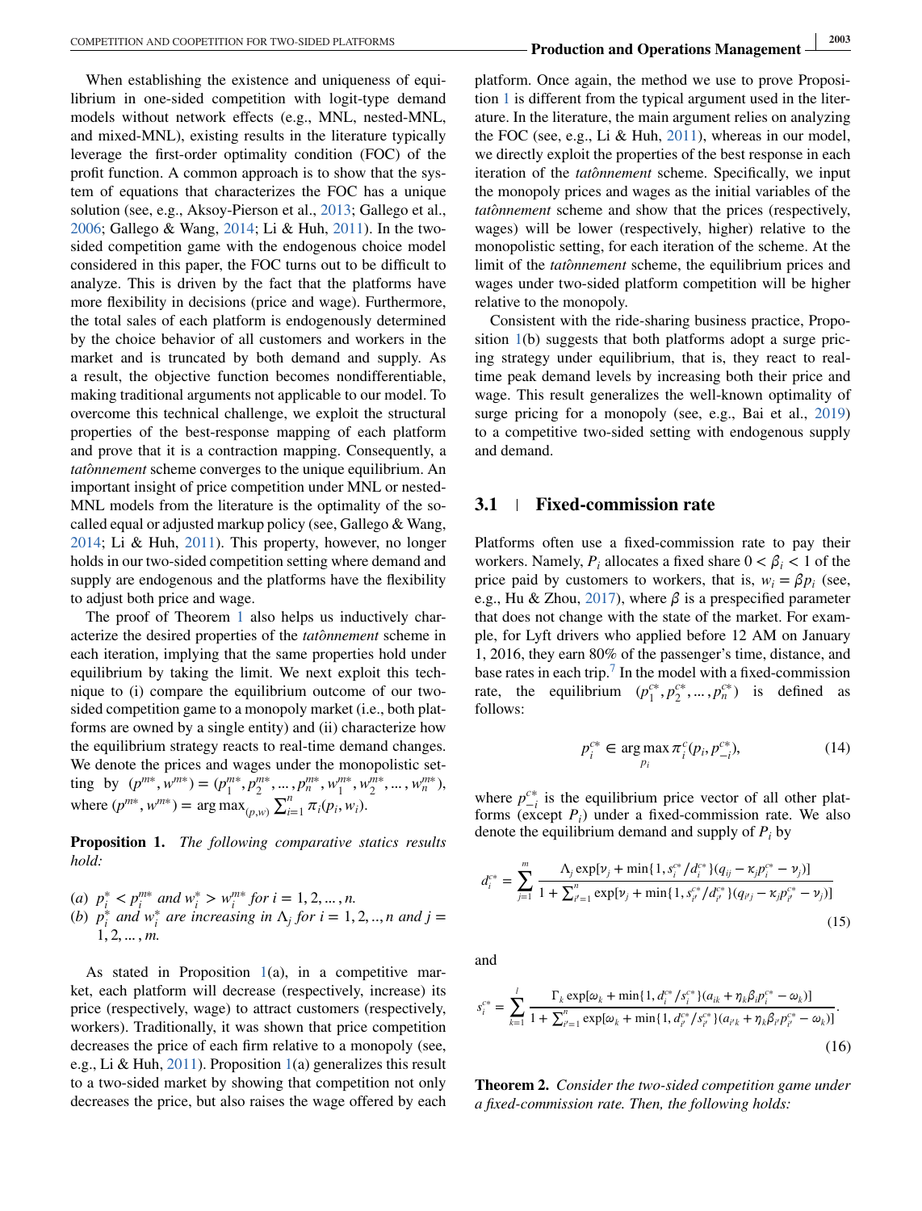When establishing the existence and uniqueness of equilibrium in one-sided competition with logit-type demand models without network effects (e.g., MNL, nested-MNL, and mixed-MNL), existing results in the literature typically leverage the first-order optimality condition (FOC) of the profit function. A common approach is to show that the system of equations that characterizes the FOC has a unique solution (see, e.g., Aksoy-Pierson et al., 2013; Gallego et al., 2006; Gallego & Wang, 2014; Li & Huh, 2011). In the two-sided competition game with the endogenous choice model considered in this paper, the FOC turns out to be difficult to analyze. This is driven by the fact that the platforms have more flexibility in decisions (price and wage). Furthermore, the total sales of each platform is endogenously determined by the choice behavior of all customers and workers in the market and is truncated by both demand and supply. As a result, the objective function becomes nondifferentiable, making traditional arguments not applicable to our model. To overcome this technical challenge, we exploit the structural properties of the best-response mapping of each platform and prove that it is a contraction mapping. Consequently, a *tatônnement* scheme converges to the unique equilibrium. An important insight of price competition under MNL or nested-MNL models from the literature is the optimality of the so-called equal or adjusted markup policy (see, Gallego & Wang, 2014; Li & Huh, 2011). This property, however, no longer holds in our two-sided competition setting where demand and supply are endogenous and the platforms have the flexibility to adjust both price and wage.

The proof of Theorem 1 also helps us inductively characterize the desired properties of the *tatônnement* scheme in each iteration, implying that the same properties hold under equilibrium by taking the limit. We next exploit this technique to (i) compare the equilibrium outcome of our two-sided competition game to a monopoly market (i.e., both platforms are owned by a single entity) and (ii) characterize how the equilibrium strategy reacts to real-time demand changes. We denote the prices and wages under the monopolistic setting by $(p^{m*}, w^{m*}) = (p_1^{m*}, p_2^{m*}, \ldots, p_n^{m*}, w_1^{m*}, w_2^{m*}, \ldots, w_n^{m*})$, where $(p^{m*}, w^{m*}) = \arg\max_{(p,w)} \sum_{i=1}^{n} \pi_i(p_i, w_i)$.

**Proposition 1.** *The following comparative statics results hold:*

(*a*) $p_i^* < p_i^{m*}$ *and* $w_i^* > w_i^{m*}$ *for* $i = 1, 2, \ldots, n$.
(*b*) $p_i^*$ *and* $w_i^*$ *are increasing in* $\Lambda_j$ *for* $i = 1, 2, .., n$ *and* $j = 1, 2, \ldots, m$.

As stated in Proposition 1(a), in a competitive market, each platform will decrease (respectively, increase) its price (respectively, wage) to attract customers (respectively, workers). Traditionally, it was shown that price competition decreases the price of each firm relative to a monopoly (see, e.g., Li & Huh, 2011). Proposition 1(a) generalizes this result to a two-sided market by showing that competition not only decreases the price, but also raises the wage offered by each platform. Once again, the method we use to prove Proposition 1 is different from the typical argument used in the literature. In the literature, the main argument relies on analyzing the FOC (see, e.g., Li & Huh, 2011), whereas in our model, we directly exploit the properties of the best response in each iteration of the *tatônnement* scheme. Specifically, we input the monopoly prices and wages as the initial variables of the *tatônnement* scheme and show that the prices (respectively, wages) will be lower (respectively, higher) relative to the monopolistic setting, for each iteration of the scheme. At the limit of the *tatônnement* scheme, the equilibrium prices and wages under two-sided platform competition will be higher relative to the monopoly.

Consistent with the ride-sharing business practice, Proposition 1(b) suggests that both platforms adopt a surge pricing strategy under equilibrium, that is, they react to real-time peak demand levels by increasing both their price and wage. This result generalizes the well-known optimality of surge pricing for a monopoly (see, e.g., Bai et al., 2019) to a competitive two-sided setting with endogenous supply and demand.

## 3.1 | Fixed-commission rate

Platforms often use a fixed-commission rate to pay their workers. Namely, $P_i$ allocates a fixed share $0 < \beta_i < 1$ of the price paid by customers to workers, that is, $w_i = \beta p_i$ (see, e.g., Hu & Zhou, 2017), where $\beta$ is a prespecified parameter that does not change with the state of the market. For example, for Lyft drivers who applied before 12 AM on January 1, 2016, they earn 80% of the passenger's time, distance, and base rates in each trip.[7] In the model with a fixed-commission rate, the equilibrium $(p_1^{c*}, p_2^{c*}, \ldots, p_n^{c*})$ is defined as follows:

$$p_i^{c*} \in \arg\max_{p_i} \pi_i^c(p_i, p_{-i}^{c*}), \tag{14}$$

where $p_{-i}^{c*}$ is the equilibrium price vector of all other platforms (except $P_i$) under a fixed-commission rate. We also denote the equilibrium demand and supply of $P_i$ by

$$d_i^{c*} = \sum_{j=1}^{m} \frac{\Lambda_j \exp[\nu_j + \min\{1, s_i^{c*}/d_i^{c*}\}(q_{ij} - \kappa_j p_i^{c*} - \nu_j)]}{1 + \sum_{i'=1}^{n} \exp[\nu_j + \min\{1, s_{i'}^{c*}/d_{i'}^{c*}\}(q_{i'j} - \kappa_j p_{i'}^{c*} - \nu_j)]} \tag{15}$$

and

$$s_i^{c*} = \sum_{k=1}^{l} \frac{\Gamma_k \exp[\omega_k + \min\{1, d_i^{c*}/s_i^{c*}\}(a_{ik} + \eta_k \beta_i p_i^{c*} - \omega_k)]}{1 + \sum_{i'=1}^{n} \exp[\omega_k + \min\{1, d_{i'}^{c*}/s_{i'}^{c*}\}(a_{i'k} + \eta_k \beta_{i'} p_{i'}^{c*} - \omega_k)]}. \tag{16}$$

**Theorem 2.** *Consider the two-sided competition game under a fixed-commission rate. Then, the following holds:*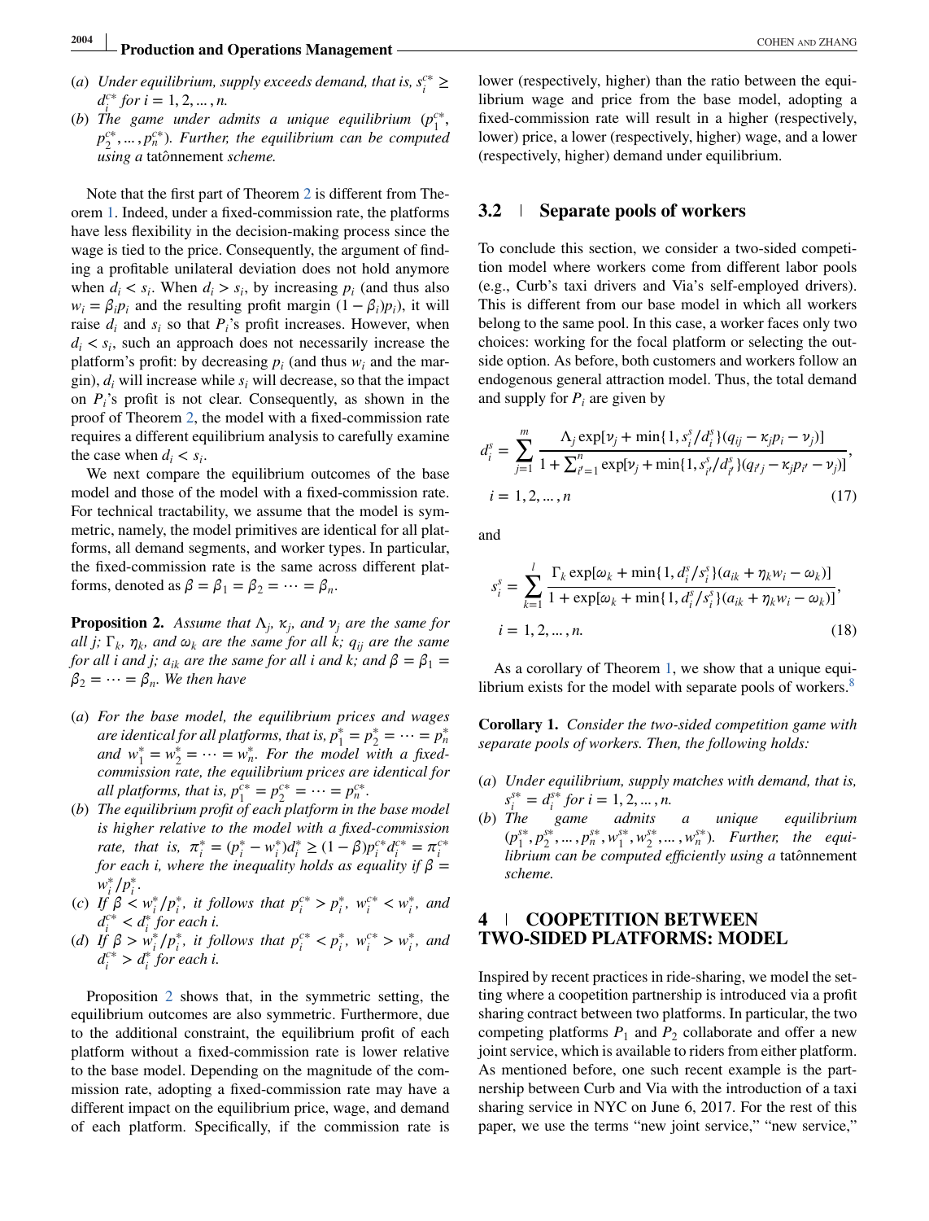(*a*) *Under equilibrium, supply exceeds demand, that is,* $s_i^{c*} \geq d_i^{c*}$ *for* $i = 1, 2, \ldots, n$.

(*b*) *The game under admits a unique equilibrium* $(p_1^{c*}, p_2^{c*}, \ldots, p_n^{c*})$. *Further, the equilibrium can be computed using a* tatônnement *scheme.*

Note that the first part of Theorem 2 is different from Theorem 1. Indeed, under a fixed-commission rate, the platforms have less flexibility in the decision-making process since the wage is tied to the price. Consequently, the argument of finding a profitable unilateral deviation does not hold anymore when $d_i < s_i$. When $d_i > s_i$, by increasing $p_i$ (and thus also $w_i = \beta_i p_i$ and the resulting profit margin $(1 - \beta_i)p_i$), it will raise $d_i$ and $s_i$ so that $P_i$'s profit increases. However, when $d_i < s_i$, such an approach does not necessarily increase the platform's profit: by decreasing $p_i$ (and thus $w_i$ and the margin), $d_i$ will increase while $s_i$ will decrease, so that the impact on $P_i$'s profit is not clear. Consequently, as shown in the proof of Theorem 2, the model with a fixed-commission rate requires a different equilibrium analysis to carefully examine the case when $d_i < s_i$.

We next compare the equilibrium outcomes of the base model and those of the model with a fixed-commission rate. For technical tractability, we assume that the model is symmetric, namely, the model primitives are identical for all platforms, all demand segments, and worker types. In particular, the fixed-commission rate is the same across different platforms, denoted as $\beta = \beta_1 = \beta_2 = \cdots = \beta_n$.

**Proposition 2.** *Assume that* $\Lambda_j$, $\kappa_j$, *and* $\nu_j$ *are the same for all j;* $\Gamma_k$, $\eta_k$, *and* $\omega_k$ *are the same for all k;* $q_{ij}$ *are the same for all i and j;* $a_{ik}$ *are the same for all i and k; and* $\beta = \beta_1 = \beta_2 = \cdots = \beta_n$. *We then have*

(*a*) *For the base model, the equilibrium prices and wages are identical for all platforms, that is,* $p_1^* = p_2^* = \cdots = p_n^*$ *and* $w_1^* = w_2^* = \cdots = w_n^*$. *For the model with a fixed-commission rate, the equilibrium prices are identical for all platforms, that is,* $p_1^{c*} = p_2^{c*} = \cdots = p_n^{c*}$.

(*b*) *The equilibrium profit of each platform in the base model is higher relative to the model with a fixed-commission rate, that is,* $\pi_i^* = (p_i^* - w_i^*)d_i^* \geq (1 - \beta)p_i^{c*}d_i^{c*} = \pi_i^{c*}$ *for each i, where the inequality holds as equality if* $\beta = w_i^*/p_i^*$.

(*c*) *If* $\beta < w_i^*/p_i^*$, *it follows that* $p_i^{c*} > p_i^*$, $w_i^{c*} < w_i^*$, *and* $d_i^{c*} < d_i^*$ *for each i.*

(*d*) *If* $\beta > w_i^*/p_i^*$, *it follows that* $p_i^{c*} < p_i^*$, $w_i^{c*} > w_i^*$, *and* $d_i^{c*} > d_i^*$ *for each i.*

Proposition 2 shows that, in the symmetric setting, the equilibrium outcomes are also symmetric. Furthermore, due to the additional constraint, the equilibrium profit of each platform without a fixed-commission rate is lower relative to the base model. Depending on the magnitude of the commission rate, adopting a fixed-commission rate may have a different impact on the equilibrium price, wage, and demand of each platform. Specifically, if the commission rate is lower (respectively, higher) than the ratio between the equilibrium wage and price from the base model, adopting a fixed-commission rate will result in a higher (respectively, lower) price, a lower (respectively, higher) wage, and a lower (respectively, higher) demand under equilibrium.

### 3.2 | Separate pools of workers

To conclude this section, we consider a two-sided competition model where workers come from different labor pools (e.g., Curb's taxi drivers and Via's self-employed drivers). This is different from our base model in which all workers belong to the same pool. In this case, a worker faces only two choices: working for the focal platform or selecting the outside option. As before, both customers and workers follow an endogenous general attraction model. Thus, the total demand and supply for $P_i$ are given by

$$d_i^s = \sum_{j=1}^{m} \frac{\Lambda_j \exp[\nu_j + \min\{1, s_i^s/d_i^s\}(q_{ij} - \kappa_j p_i - \nu_j)]}{1 + \sum_{i'=1}^{n} \exp[\nu_j + \min\{1, s_{i'}^s/d_{i'}^s\}(q_{i'j} - \kappa_j p_{i'} - \nu_j)]},$$
$$i = 1, 2, \ldots, n \tag{17}$$

and

$$s_i^s = \sum_{k=1}^{l} \frac{\Gamma_k \exp[\omega_k + \min\{1, d_i^s/s_i^s\}(a_{ik} + \eta_k w_i - \omega_k)]}{1 + \exp[\omega_k + \min\{1, d_i^s/s_i^s\}(a_{ik} + \eta_k w_i - \omega_k)]},$$
$$i = 1, 2, \ldots, n. \tag{18}$$

As a corollary of Theorem 1, we show that a unique equilibrium exists for the model with separate pools of workers.[8]

**Corollary 1.** *Consider the two-sided competition game with separate pools of workers. Then, the following holds:*

(*a*) *Under equilibrium, supply matches with demand, that is,* $s_i^{s*} = d_i^{s*}$ *for* $i = 1, 2, \ldots, n$.

(*b*) *The game admits a unique equilibrium* $(p_1^{s*}, p_2^{s*}, \ldots, p_n^{s*}, w_1^{s*}, w_2^{s*}, \ldots, w_n^{s*})$. *Further, the equilibrium can be computed efficiently using a* tatônnement *scheme.*

## 4 | COOPETITION BETWEEN TWO-SIDED PLATFORMS: MODEL

Inspired by recent practices in ride-sharing, we model the setting where a coopetition partnership is introduced via a profit sharing contract between two platforms. In particular, the two competing platforms $P_1$ and $P_2$ collaborate and offer a new joint service, which is available to riders from either platform. As mentioned before, one such recent example is the partnership between Curb and Via with the introduction of a taxi sharing service in NYC on June 6, 2017. For the rest of this paper, we use the terms "new joint service," "new service,"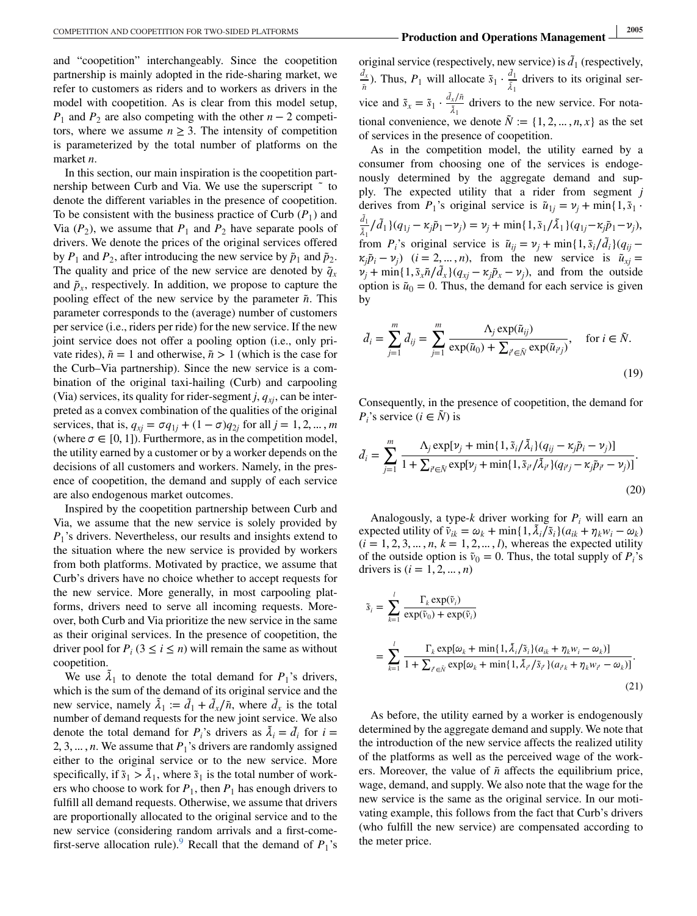and "coopetition" interchangeably. Since the coopetition partnership is mainly adopted in the ride-sharing market, we refer to customers as riders and to workers as drivers in the model with coopetition. As is clear from this model setup, $P_1$ and $P_2$ are also competing with the other $n-2$ competitors, where we assume $n \geq 3$. The intensity of competition is parameterized by the total number of platforms on the market $n$.

In this section, our main inspiration is the coopetition partnership between Curb and Via. We use the superscript $\tilde{}$ to denote the different variables in the presence of coopetition. To be consistent with the business practice of Curb ($P_1$) and Via ($P_2$), we assume that $P_1$ and $P_2$ have separate pools of drivers. We denote the prices of the original services offered by $P_1$ and $P_2$, after introducing the new service by $\tilde{p}_1$ and $\tilde{p}_2$. The quality and price of the new service are denoted by $\tilde{q}_x$ and $\tilde{p}_x$, respectively. In addition, we propose to capture the pooling effect of the new service by the parameter $\tilde{n}$. This parameter corresponds to the (average) number of customers per service (i.e., riders per ride) for the new service. If the new joint service does not offer a pooling option (i.e., only private rides), $\tilde{n} = 1$ and otherwise, $\tilde{n} > 1$ (which is the case for the Curb–Via partnership). Since the new service is a combination of the original taxi-hailing (Curb) and carpooling (Via) services, its quality for rider-segment $j$, $q_{xj}$, can be interpreted as a convex combination of the qualities of the original services, that is, $q_{xj} = \sigma q_{1j} + (1-\sigma) q_{2j}$ for all $j = 1, 2, \ldots, m$ (where $\sigma \in [0, 1]$). Furthermore, as in the competition model, the utility earned by a customer or by a worker depends on the decisions of all customers and workers. Namely, in the presence of coopetition, the demand and supply of each service are also endogenous market outcomes.

Inspired by the coopetition partnership between Curb and Via, we assume that the new service is solely provided by $P_1$'s drivers. Nevertheless, our results and insights extend to the situation where the new service is provided by workers from both platforms. Motivated by practice, we assume that Curb's drivers have no choice whether to accept requests for the new service. More generally, in most carpooling platforms, drivers need to serve all incoming requests. Moreover, both Curb and Via prioritize the new service in the same as their original services. In the presence of coopetition, the driver pool for $P_i$ ($3 \leq i \leq n$) will remain the same as without coopetition.

We use $\tilde{\lambda}_1$ to denote the total demand for $P_1$'s drivers, which is the sum of the demand of its original service and the new service, namely $\tilde{\lambda}_1 := \tilde{d}_1 + \tilde{d}_x/\tilde{n}$, where $\tilde{d}_x$ is the total number of demand requests for the new joint service. We also denote the total demand for $P_i$'s drivers as $\tilde{\lambda}_i = \tilde{d}_i$ for $i = 2, 3, \ldots, n$. We assume that $P_1$'s drivers are randomly assigned either to the original service or to the new service. More specifically, if $\tilde{s}_1 > \tilde{\lambda}_1$, where $\tilde{s}_1$ is the total number of workers who choose to work for $P_1$, then $P_1$ has enough drivers to fulfill all demand requests. Otherwise, we assume that drivers are proportionally allocated to the original service and to the new service (considering random arrivals and a first-come-first-serve allocation rule).[9] Recall that the demand of $P_1$'s original service (respectively, new service) is $\tilde{d}_1$ (respectively, $\frac{\tilde{d}_x}{\tilde{n}}$). Thus, $P_1$ will allocate $\tilde{s}_1 \cdot \frac{\tilde{d}_1}{\tilde{\lambda}_1}$ drivers to its original service and $\tilde{s}_x = \tilde{s}_1 \cdot \frac{\tilde{d}_x/\tilde{n}}{\tilde{\lambda}_1}$ drivers to the new service. For notational convenience, we denote $\tilde{N} := \{1, 2, \ldots, n, x\}$ as the set of services in the presence of coopetition.

As in the competition model, the utility earned by a consumer from choosing one of the services is endogenously determined by the aggregate demand and supply. The expected utility that a rider from segment $j$ derives from $P_1$'s original service is $\tilde{u}_{1j} = \nu_j + \min\{1, \tilde{s}_1 \cdot \frac{\tilde{d}_1}{\tilde{\lambda}_1}/\tilde{d}_1\}(q_{1j} - \kappa_j \tilde{p}_1 - \nu_j) = \nu_j + \min\{1, \tilde{s}_1/\tilde{\lambda}_1\}(q_{1j} - \kappa_j \tilde{p}_1 - \nu_j)$, from $P_i$'s original service is $\tilde{u}_{ij} = \nu_j + \min\{1, \tilde{s}_i/\tilde{d}_i\}(q_{ij} - \kappa_j \tilde{p}_i - \nu_j)$ $(i = 2, \ldots, n)$, from the new service is $\tilde{u}_{xj} = \nu_j + \min\{1, \tilde{s}_x \tilde{n}/\tilde{d}_x\}(q_{xj} - \kappa_j \tilde{p}_x - \nu_j)$, and from the outside option is $\tilde{u}_0 = 0$. Thus, the demand for each service is given by

$$\tilde{d}_i = \sum_{j=1}^{m} \tilde{d}_{ij} = \sum_{j=1}^{m} \frac{\Lambda_j \exp(\tilde{u}_{ij})}{\exp(\tilde{u}_0) + \sum_{i' \in \tilde{N}} \exp(\tilde{u}_{i'j})}, \quad \text{for } i \in \tilde{N}. \tag{19}$$

Consequently, in the presence of coopetition, the demand for $P_i$'s service ($i \in \tilde{N}$) is

$$\tilde{d}_i = \sum_{j=1}^{m} \frac{\Lambda_j \exp[\nu_j + \min\{1, \tilde{s}_i/\tilde{\lambda}_i\}(q_{ij} - \kappa_j \tilde{p}_i - \nu_j)]}{1 + \sum_{i' \in \tilde{N}} \exp[\nu_j + \min\{1, \tilde{s}_{i'}/\tilde{\lambda}_{i'}\}(q_{i'j} - \kappa_j \tilde{p}_{i'} - \nu_j)]}. \tag{20}$$

Analogously, a type-$k$ driver working for $P_i$ will earn an expected utility of $\tilde{v}_{ik} = \omega_k + \min\{1, \tilde{\lambda}_i/\tilde{s}_i\}(a_{ik} + \eta_k w_i - \omega_k)$ $(i = 1, 2, 3, \ldots, n$, $k = 1, 2, \ldots, l)$, whereas the expected utility of the outside option is $\tilde{v}_0 = 0$. Thus, the total supply of $P_i$'s drivers is $(i = 1, 2, \ldots, n)$

$$\begin{aligned}
\tilde{s}_i &= \sum_{k=1}^{l} \frac{\Gamma_k \exp(\tilde{v}_i)}{\exp(\tilde{v}_0) + \exp(\tilde{v}_i)} \\
&= \sum_{k=1}^{l} \frac{\Gamma_k \exp[\omega_k + \min\{1, \tilde{\lambda}_i/\tilde{s}_i\}(a_{ik} + \eta_k w_i - \omega_k)]}{1 + \sum_{i' \in \tilde{N}} \exp[\omega_k + \min\{1, \tilde{\lambda}_{i'}/\tilde{s}_{i'}\}(a_{i'k} + \eta_k w_{i'} - \omega_k)]}.
\end{aligned} \tag{21}$$

As before, the utility earned by a worker is endogenously determined by the aggregate demand and supply. We note that the introduction of the new service affects the realized utility of the platforms as well as the perceived wage of the workers. Moreover, the value of $\tilde{n}$ affects the equilibrium price, wage, demand, and supply. We also note that the wage for the new service is the same as the original service. In our motivating example, this follows from the fact that Curb's drivers (who fulfill the new service) are compensated according to the meter price.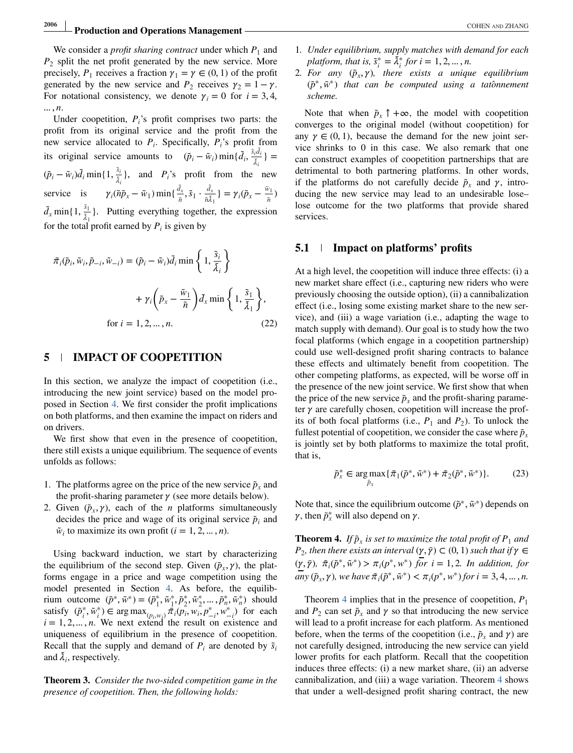We consider a *profit sharing contract* under which $P_1$ and $P_2$ split the net profit generated by the new service. More precisely, $P_1$ receives a fraction $\gamma_1 = \gamma \in (0, 1)$ of the profit generated by the new service and $P_2$ receives $\gamma_2 = 1 - \gamma$. For notational consistency, we denote $\gamma_i = 0$ for $i = 3, 4, \ldots, n$.

Under coopetition, $P_i$'s profit comprises two parts: the profit from its original service and the profit from the new service allocated to $P_i$. Specifically, $P_i$'s profit from its original service amounts to $(\tilde{p}_i - \tilde{w}_i)\min\{\tilde{d}_i, \frac{\tilde{s}_i \tilde{d}_i}{\tilde{\lambda}_i}\} = (\tilde{p}_i - \tilde{w}_i)\tilde{d}_i \min\{1, \frac{\tilde{s}_i}{\tilde{\lambda}_i}\}$, and $P_i$'s profit from the new service is $\gamma_i(\tilde{n}\tilde{p}_x - \tilde{w}_1)\min\{\frac{\tilde{d}_x}{\tilde{n}}, \tilde{s}_1 \cdot \frac{\tilde{d}_x}{\tilde{n}\tilde{\lambda}_1}\} = \gamma_i(\tilde{p}_x - \frac{\tilde{w}_1}{\tilde{n}})\tilde{d}_x \min\{1, \frac{\tilde{s}_1}{\tilde{\lambda}_1}\}$. Putting everything together, the expression for the total profit earned by $P_i$ is given by

$$\tilde{\pi}_i(\tilde{p}_i, \tilde{w}_i, \tilde{p}_{-i}, \tilde{w}_{-i}) = (\tilde{p}_i - \tilde{w}_i)\tilde{d}_i \min\left\{1, \frac{\tilde{s}_i}{\tilde{\lambda}_i}\right\} + \gamma_i\left(\tilde{p}_x - \frac{\tilde{w}_1}{\tilde{n}}\right)\tilde{d}_x \min\left\{1, \frac{\tilde{s}_1}{\tilde{\lambda}_1}\right\}, \quad \text{for } i = 1, 2, \ldots, n. \tag{22}$$

## 5 | IMPACT OF COOPETITION

In this section, we analyze the impact of coopetition (i.e., introducing the new joint service) based on the model proposed in Section 4. We first consider the profit implications on both platforms, and then examine the impact on riders and on drivers.

We first show that even in the presence of coopetition, there still exists a unique equilibrium. The sequence of events unfolds as follows:

1. The platforms agree on the price of the new service $\tilde{p}_x$ and the profit-sharing parameter $\gamma$ (see more details below).
2. Given $(\tilde{p}_x, \gamma)$, each of the $n$ platforms simultaneously decides the price and wage of its original service $\tilde{p}_i$ and $\tilde{w}_i$ to maximize its own profit ($i = 1, 2, \ldots, n$).

Using backward induction, we start by characterizing the equilibrium of the second step. Given $(\tilde{p}_x, \gamma)$, the platforms engage in a price and wage competition using the model presented in Section 4. As before, the equilibrium outcome $(\tilde{p}^*, \tilde{w}^*) = (\tilde{p}_1^*, \tilde{w}_1^*, \tilde{p}_2^*, \tilde{w}_2^*, \ldots, \tilde{p}_n^*, \tilde{w}_n^*)$ should satisfy $(\tilde{p}_i^*, \tilde{w}_i^*) \in \arg\max_{(p_i, w_i)} \tilde{\pi}_i(p_i, w_i, p_{-i}^*, w_{-i}^*)$ for each $i = 1, 2, \ldots, n$. We next extend the result on existence and uniqueness of equilibrium in the presence of coopetition. Recall that the supply and demand of $P_i$ are denoted by $\tilde{s}_i$ and $\tilde{\lambda}_i$, respectively.

**Theorem 3.** *Consider the two-sided competition game in the presence of coopetition. Then, the following holds:*

1. *Under equilibrium, supply matches with demand for each platform, that is, $\tilde{s}_i^* = \tilde{\lambda}_i^*$ for $i = 1, 2, \ldots, n$.*
2. *For any $(\tilde{p}_x, \gamma)$, there exists a unique equilibrium $(\tilde{p}^*, \tilde{w}^*)$ that can be computed using a tatônnement scheme.*

Note that when $\tilde{p}_x \uparrow +\infty$, the model with coopetition converges to the original model (without coopetition) for any $\gamma \in (0, 1)$, because the demand for the new joint service shrinks to 0 in this case. We also remark that one can construct examples of coopetition partnerships that are detrimental to both partnering platforms. In other words, if the platforms do not carefully decide $\tilde{p}_x$ and $\gamma$, introducing the new service may lead to an undesirable lose–lose outcome for the two platforms that provide shared services.

### 5.1 | Impact on platforms' profits

At a high level, the coopetition will induce three effects: (i) a new market share effect (i.e., capturing new riders who were previously choosing the outside option), (ii) a cannibalization effect (i.e., losing some existing market share to the new service), and (iii) a wage variation (i.e., adapting the wage to match supply with demand). Our goal is to study how the two focal platforms (which engage in a coopetition partnership) could use well-designed profit sharing contracts to balance these effects and ultimately benefit from coopetition. The other competing platforms, as expected, will be worse off in the presence of the new joint service. We first show that when the price of the new service $\tilde{p}_x$ and the profit-sharing parameter $\gamma$ are carefully chosen, coopetition will increase the profits of both focal platforms (i.e., $P_1$ and $P_2$). To unlock the fullest potential of coopetition, we consider the case where $\tilde{p}_x$ is jointly set by both platforms to maximize the total profit, that is,

$$\tilde{p}_x^* \in \arg\max_{\tilde{p}_x}\{\tilde{\pi}_1(\tilde{p}^*, \tilde{w}^*) + \tilde{\pi}_2(\tilde{p}^*, \tilde{w}^*)\}. \tag{23}$$

Note that, since the equilibrium outcome $(\tilde{p}^*, \tilde{w}^*)$ depends on $\gamma$, then $\tilde{p}_x^*$ will also depend on $\gamma$.

**Theorem 4.** *If $\tilde{p}_x$ is set to maximize the total profit of $P_1$ and $P_2$, then there exists an interval $(\underline{\gamma}, \bar{\gamma}) \subset (0, 1)$ such that if $\gamma \in (\underline{\gamma}, \bar{\gamma})$, $\tilde{\pi}_i(\tilde{p}^*, \tilde{w}^*) > \pi_i(p^*, w^*)$ for $i = 1, 2$. In addition, for any $(\tilde{p}_x, \gamma)$, we have $\tilde{\pi}_i(\tilde{p}^*, \tilde{w}^*) < \pi_i(p^*, w^*)$ for $i = 3, 4, \ldots, n$.*

Theorem 4 implies that in the presence of coopetition, $P_1$ and $P_2$ can set $\tilde{p}_x$ and $\gamma$ so that introducing the new service will lead to a profit increase for each platform. As mentioned before, when the terms of the coopetition (i.e., $\tilde{p}_x$ and $\gamma$) are not carefully designed, introducing the new service can yield lower profits for each platform. Recall that the coopetition induces three effects: (i) a new market share, (ii) an adverse cannibalization, and (iii) a wage variation. Theorem 4 shows that under a well-designed profit sharing contract, the new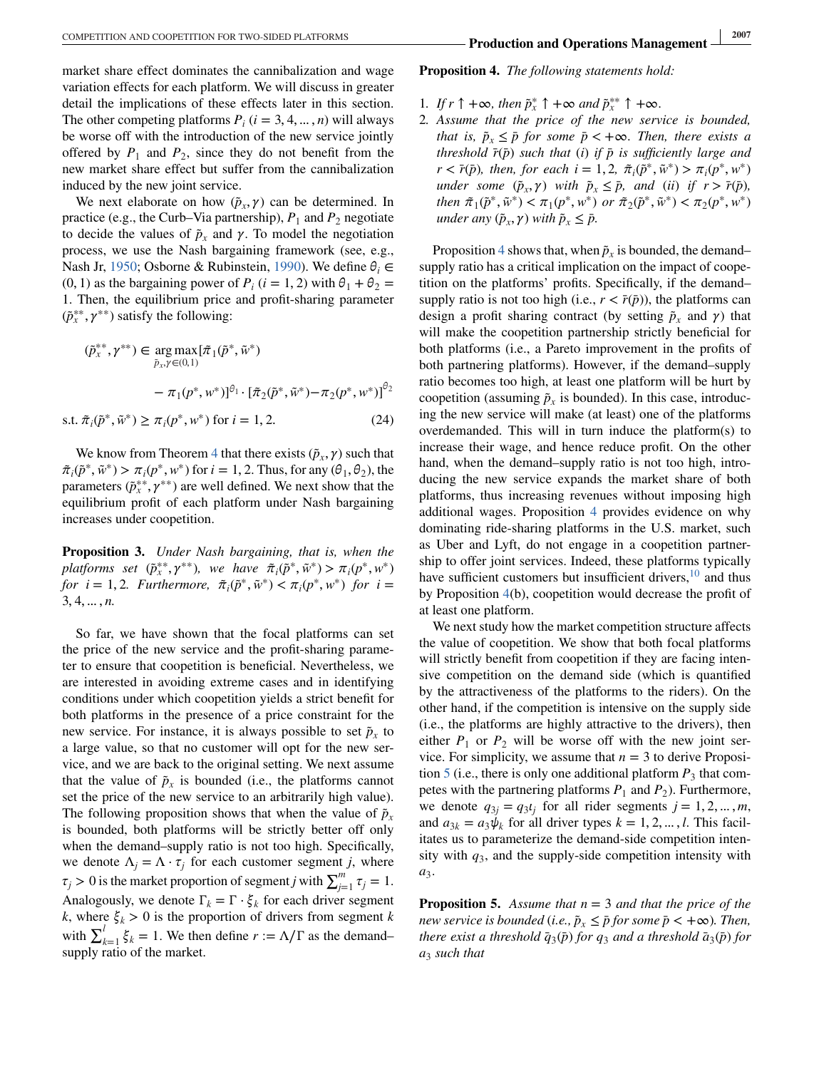market share effect dominates the cannibalization and wage variation effects for each platform. We will discuss in greater detail the implications of these effects later in this section. The other competing platforms $P_i$ ($i = 3, 4, \ldots, n$) will always be worse off with the introduction of the new service jointly offered by $P_1$ and $P_2$, since they do not benefit from the new market share effect but suffer from the cannibalization induced by the new joint service.

We next elaborate on how $(\tilde{p}_x, \gamma)$ can be determined. In practice (e.g., the Curb–Via partnership), $P_1$ and $P_2$ negotiate to decide the values of $\tilde{p}_x$ and $\gamma$. To model the negotiation process, we use the Nash bargaining framework (see, e.g., Nash Jr, 1950; Osborne & Rubinstein, 1990). We define $\theta_i \in (0, 1)$ as the bargaining power of $P_i$ ($i = 1, 2$) with $\theta_1 + \theta_2 = 1$. Then, the equilibrium price and profit-sharing parameter $(\tilde{p}_x^{**}, \gamma^{**})$ satisfy the following:

$$(\tilde{p}_x^{**}, \gamma^{**}) \in \underset{\tilde{p}_x, \gamma \in (0,1)}{\arg\max} [\tilde{\pi}_1(\tilde{p}^*, \tilde{w}^*) - \pi_1(p^*, w^*)]^{\theta_1} \cdot [\tilde{\pi}_2(\tilde{p}^*, \tilde{w}^*) - \pi_2(p^*, w^*)]^{\theta_2}$$

$$\text{s.t. } \tilde{\pi}_i(\tilde{p}^*, \tilde{w}^*) \geq \pi_i(p^*, w^*) \text{ for } i = 1, 2. \quad (24)$$

We know from Theorem 4 that there exists $(\tilde{p}_x, \gamma)$ such that $\tilde{\pi}_i(\tilde{p}^*, \tilde{w}^*) > \pi_i(p^*, w^*)$ for $i = 1, 2$. Thus, for any $(\theta_1, \theta_2)$, the parameters $(\tilde{p}_x^{**}, \gamma^{**})$ are well defined. We next show that the equilibrium profit of each platform under Nash bargaining increases under coopetition.

**Proposition 3.** *Under Nash bargaining, that is, when the platforms set $(\tilde{p}_x^{**}, \gamma^{**})$, we have $\tilde{\pi}_i(\tilde{p}^*, \tilde{w}^*) > \pi_i(p^*, w^*)$ for $i = 1, 2$. Furthermore, $\tilde{\pi}_i(\tilde{p}^*, \tilde{w}^*) < \pi_i(p^*, w^*)$ for $i = 3, 4, \ldots, n$.*

So far, we have shown that the focal platforms can set the price of the new service and the profit-sharing parameter to ensure that coopetition is beneficial. Nevertheless, we are interested in avoiding extreme cases and in identifying conditions under which coopetition yields a strict benefit for both platforms in the presence of a price constraint for the new service. For instance, it is always possible to set $\tilde{p}_x$ to a large value, so that no customer will opt for the new service, and we are back to the original setting. We next assume that the value of $\tilde{p}_x$ is bounded (i.e., the platforms cannot set the price of the new service to an arbitrarily high value). The following proposition shows that when the value of $\tilde{p}_x$ is bounded, both platforms will be strictly better off only when the demand–supply ratio is not too high. Specifically, we denote $\Lambda_j = \Lambda \cdot \tau_j$ for each customer segment $j$, where $\tau_j > 0$ is the market proportion of segment $j$ with $\sum_{j=1}^{m} \tau_j = 1$. Analogously, we denote $\Gamma_k = \Gamma \cdot \xi_k$ for each driver segment $k$, where $\xi_k > 0$ is the proportion of drivers from segment $k$ with $\sum_{k=1}^{l} \xi_k = 1$. We then define $r := \Lambda / \Gamma$ as the demand–supply ratio of the market.

**Proposition 4.** *The following statements hold:*

1. *If $r \uparrow +\infty$, then $\tilde{p}_x^* \uparrow +\infty$ and $\tilde{p}_x^{**} \uparrow +\infty$.*
2. *Assume that the price of the new service is bounded, that is, $\tilde{p}_x \leq \bar{p}$ for some $\bar{p} < +\infty$. Then, there exists a threshold $\bar{r}(\bar{p})$ such that (i) if $\bar{p}$ is sufficiently large and $r < \bar{r}(\bar{p})$, then, for each $i = 1, 2$, $\tilde{\pi}_i(\tilde{p}^*, \tilde{w}^*) > \pi_i(p^*, w^*)$ under some $(\tilde{p}_x, \gamma)$ with $\tilde{p}_x \leq \bar{p}$, and (ii) if $r > \bar{r}(\bar{p})$, then $\tilde{\pi}_1(\tilde{p}^*, \tilde{w}^*) < \pi_1(p^*, w^*)$ or $\tilde{\pi}_2(\tilde{p}^*, \tilde{w}^*) < \pi_2(p^*, w^*)$ under any $(\tilde{p}_x, \gamma)$ with $\tilde{p}_x \leq \bar{p}$.*

Proposition 4 shows that, when $\tilde{p}_x$ is bounded, the demand–supply ratio has a critical implication on the impact of coopetition on the platforms' profits. Specifically, if the demand–supply ratio is not too high (i.e., $r < \bar{r}(\bar{p})$), the platforms can design a profit sharing contract (by setting $\tilde{p}_x$ and $\gamma$) that will make the coopetition partnership strictly beneficial for both platforms (i.e., a Pareto improvement in the profits of both partnering platforms). However, if the demand–supply ratio becomes too high, at least one platform will be hurt by coopetition (assuming $\tilde{p}_x$ is bounded). In this case, introducing the new service will make (at least) one of the platforms overdemanded. This will in turn induce the platform(s) to increase their wage, and hence reduce profit. On the other hand, when the demand–supply ratio is not too high, introducing the new service expands the market share of both platforms, thus increasing revenues without imposing high additional wages. Proposition 4 provides evidence on why dominating ride-sharing platforms in the U.S. market, such as Uber and Lyft, do not engage in a coopetition partnership to offer joint services. Indeed, these platforms typically have sufficient customers but insufficient drivers,[10] and thus by Proposition 4(b), coopetition would decrease the profit of at least one platform.

We next study how the market competition structure affects the value of coopetition. We show that both focal platforms will strictly benefit from coopetition if they are facing intensive competition on the demand side (which is quantified by the attractiveness of the platforms to the riders). On the other hand, if the competition is intensive on the supply side (i.e., the platforms are highly attractive to the drivers), then either $P_1$ or $P_2$ will be worse off with the new joint service. For simplicity, we assume that $n = 3$ to derive Proposition 5 (i.e., there is only one additional platform $P_3$ that competes with the partnering platforms $P_1$ and $P_2$). Furthermore, we denote $q_{3j} = q_3 \iota_j$ for all rider segments $j = 1, 2, \ldots, m$, and $a_{3k} = a_3 \psi_k$ for all driver types $k = 1, 2, \ldots, l$. This facilitates us to parameterize the demand-side competition intensity with $q_3$, and the supply-side competition intensity with $a_3$.

**Proposition 5.** *Assume that $n = 3$ and that the price of the new service is bounded (i.e., $\tilde{p}_x \leq \bar{p}$ for some $\bar{p} < +\infty$). Then, there exist a threshold $\bar{q}_3(\bar{p})$ for $q_3$ and a threshold $\bar{a}_3(\bar{p})$ for $a_3$ such that*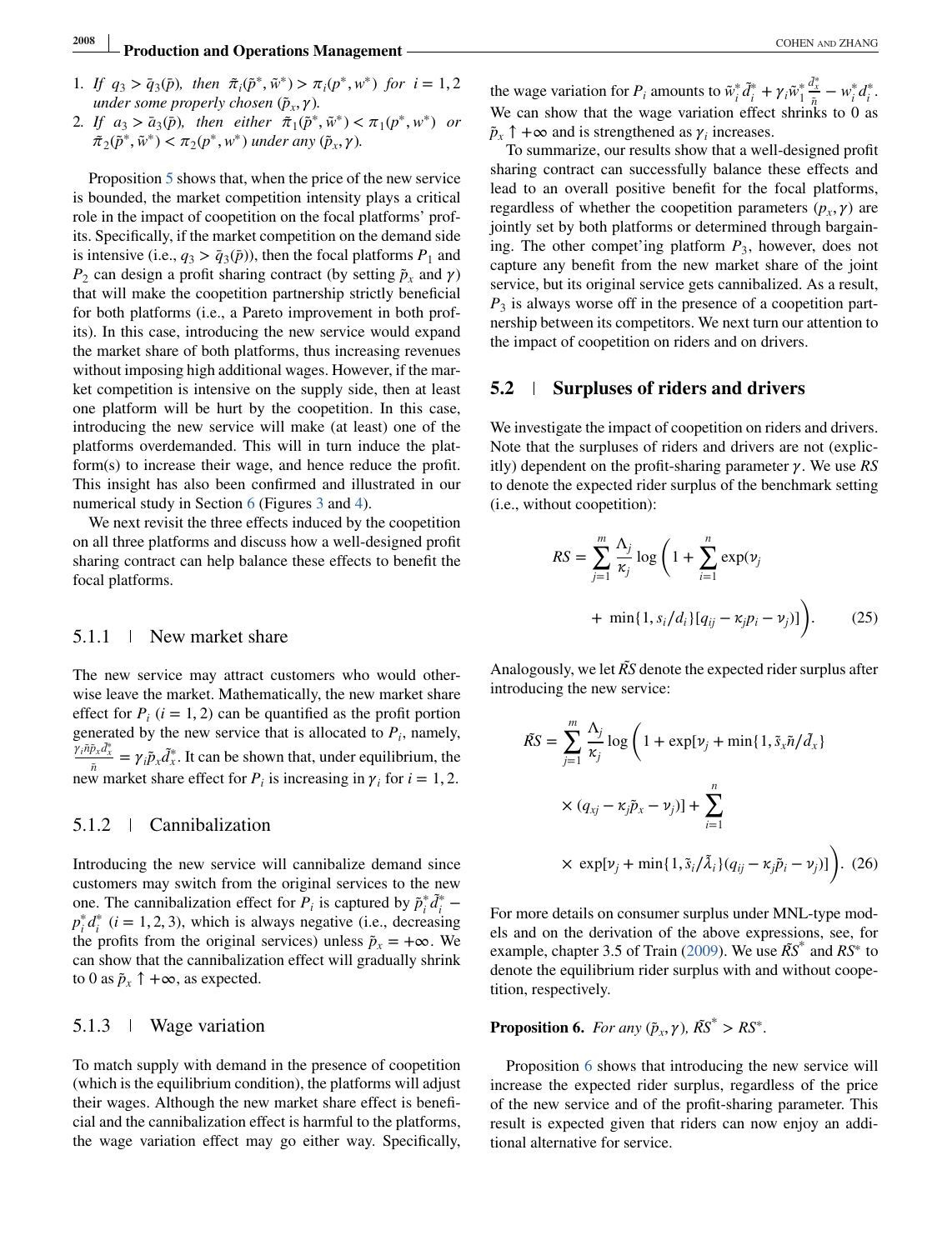1. *If $q_3 > \bar{q}_3(\bar{p})$, then $\tilde{\pi}_i(\tilde{p}^*, \tilde{w}^*) > \pi_i(p^*, w^*)$ for $i = 1, 2$ under some properly chosen $(\tilde{p}_x, \gamma)$.*
2. *If $a_3 > \bar{a}_3(\bar{p})$, then either $\tilde{\pi}_1(\tilde{p}^*, \tilde{w}^*) < \pi_1(p^*, w^*)$ or $\tilde{\pi}_2(\tilde{p}^*, \tilde{w}^*) < \pi_2(p^*, w^*)$ under any $(\tilde{p}_x, \gamma)$.*

Proposition 5 shows that, when the price of the new service is bounded, the market competition intensity plays a critical role in the impact of coopetition on the focal platforms' profits. Specifically, if the market competition on the demand side is intensive (i.e., $q_3 > \bar{q}_3(\bar{p})$), then the focal platforms $P_1$ and $P_2$ can design a profit sharing contract (by setting $\tilde{p}_x$ and $\gamma$) that will make the coopetition partnership strictly beneficial for both platforms (i.e., a Pareto improvement in both profits). In this case, introducing the new service would expand the market share of both platforms, thus increasing revenues without imposing high additional wages. However, if the market competition is intensive on the supply side, then at least one platform will be hurt by the coopetition. In this case, introducing the new service will make (at least) one of the platforms overdemanded. This will in turn induce the platform(s) to increase their wage, and hence reduce the profit. This insight has also been confirmed and illustrated in our numerical study in Section 6 (Figures 3 and 4).

We next revisit the three effects induced by the coopetition on all three platforms and discuss how a well-designed profit sharing contract can help balance these effects to benefit the focal platforms.

### 5.1.1 | New market share

The new service may attract customers who would otherwise leave the market. Mathematically, the new market share effect for $P_i$ $(i = 1, 2)$ can be quantified as the profit portion generated by the new service that is allocated to $P_i$, namely, $\frac{\gamma_i \tilde{n} \tilde{p}_x \tilde{d}_x^*}{\tilde{n}} = \gamma_i \tilde{p}_x \tilde{d}_x^*$. It can be shown that, under equilibrium, the new market share effect for $P_i$ is increasing in $\gamma_i$ for $i = 1, 2$.

### 5.1.2 | Cannibalization

Introducing the new service will cannibalize demand since customers may switch from the original services to the new one. The cannibalization effect for $P_i$ is captured by $\tilde{p}_i^* \tilde{d}_i^* - p_i^* d_i^*$ $(i = 1, 2, 3)$, which is always negative (i.e., decreasing the profits from the original services) unless $\tilde{p}_x = +\infty$. We can show that the cannibalization effect will gradually shrink to 0 as $\tilde{p}_x \uparrow +\infty$, as expected.

### 5.1.3 | Wage variation

To match supply with demand in the presence of coopetition (which is the equilibrium condition), the platforms will adjust their wages. Although the new market share effect is beneficial and the cannibalization effect is harmful to the platforms, the wage variation effect may go either way. Specifically, the wage variation for $P_i$ amounts to $\tilde{w}_i^* \tilde{d}_i^* + \gamma_i \tilde{w}_1^* \frac{\tilde{d}_x^*}{\tilde{n}} - w_i^* d_i^*$. We can show that the wage variation effect shrinks to 0 as $\tilde{p}_x \uparrow +\infty$ and is strengthened as $\gamma_i$ increases.

To summarize, our results show that a well-designed profit sharing contract can successfully balance these effects and lead to an overall positive benefit for the focal platforms, regardless of whether the coopetition parameters $(p_x, \gamma)$ are jointly set by both platforms or determined through bargaining. The other compet'ing platform $P_3$, however, does not capture any benefit from the new market share of the joint service, but its original service gets cannibalized. As a result, $P_3$ is always worse off in the presence of a coopetition partnership between its competitors. We next turn our attention to the impact of coopetition on riders and on drivers.

## 5.2 | Surpluses of riders and drivers

We investigate the impact of coopetition on riders and drivers. Note that the surpluses of riders and drivers are not (explicitly) dependent on the profit-sharing parameter $\gamma$. We use *RS* to denote the expected rider surplus of the benchmark setting (i.e., without coopetition):

$$RS = \sum_{j=1}^{m} \frac{\Lambda_j}{\kappa_j} \log\left(1 + \sum_{i=1}^{n} \exp(\nu_j + \min\{1, s_i/d_i\}[q_{ij} - \kappa_j p_i - \nu_j)]\right). \tag{25}$$

Analogously, we let $\tilde{RS}$ denote the expected rider surplus after introducing the new service:

$$\tilde{RS} = \sum_{j=1}^{m} \frac{\Lambda_j}{\kappa_j} \log\left(1 + \exp[\nu_j + \min\{1, \tilde{s}_x \tilde{n}/\tilde{d}_x\} \times (q_{xj} - \kappa_j \tilde{p}_x - \nu_j)] + \sum_{i=1}^{n} \times \exp[\nu_j + \min\{1, \tilde{s}_i/\tilde{\lambda}_i\}(q_{ij} - \kappa_j \tilde{p}_i - \nu_j)]\right). \tag{26}$$

For more details on consumer surplus under MNL-type models and on the derivation of the above expressions, see, for example, chapter 3.5 of Train (2009). We use $\tilde{RS}^*$ and $RS^*$ to denote the equilibrium rider surplus with and without coopetition, respectively.

**Proposition 6.** *For any $(\tilde{p}_x, \gamma)$, $\tilde{RS}^* > RS^*$.*

Proposition 6 shows that introducing the new service will increase the expected rider surplus, regardless of the price of the new service and of the profit-sharing parameter. This result is expected given that riders can now enjoy an additional alternative for service.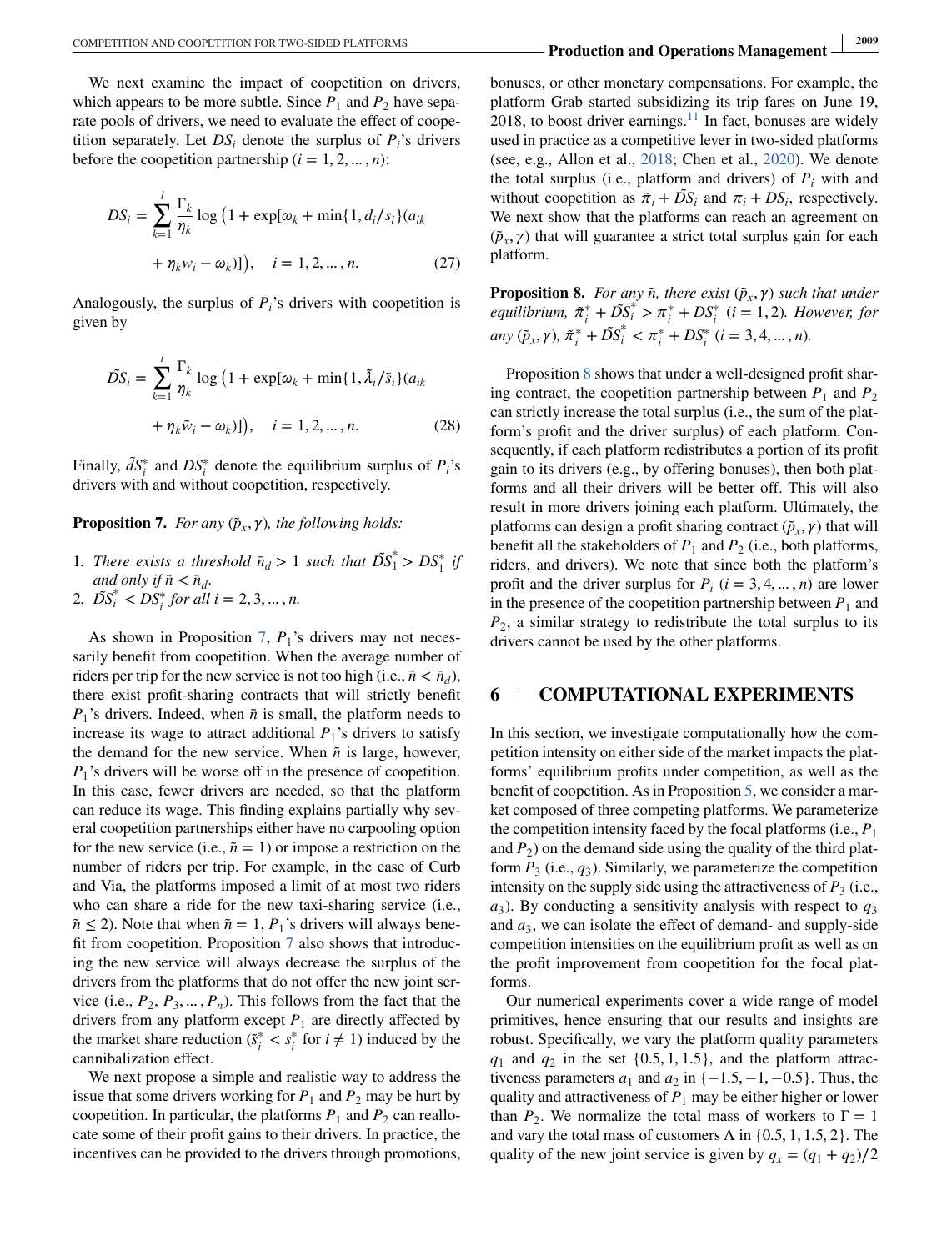We next examine the impact of coopetition on drivers, which appears to be more subtle. Since $P_1$ and $P_2$ have separate pools of drivers, we need to evaluate the effect of coopetition separately. Let $DS_i$ denote the surplus of $P_i$'s drivers before the coopetition partnership ($i = 1, 2, \ldots, n$):

$$DS_i = \sum_{k=1}^{l} \frac{\Gamma_k}{\eta_k} \log\left(1 + \exp[\omega_k + \min\{1, d_i/s_i\}(a_{ik} + \eta_k w_i - \omega_k)]\right), \quad i = 1, 2, \ldots, n. \tag{27}$$

Analogously, the surplus of $P_i$'s drivers with coopetition is given by

$$\tilde{DS}_i = \sum_{k=1}^{l} \frac{\Gamma_k}{\eta_k} \log\left(1 + \exp[\omega_k + \min\{1, \tilde{\lambda}_i/\tilde{s}_i\}(a_{ik} + \eta_k \tilde{w}_i - \omega_k)]\right), \quad i = 1, 2, \ldots, n. \tag{28}$$

Finally, $\tilde{dS}_i^*$ and $DS_i^*$ denote the equilibrium surplus of $P_i$'s drivers with and without coopetition, respectively.

**Proposition 7.** *For any $(\tilde{p}_x, \gamma)$, the following holds:*

1. *There exists a threshold $\bar{n}_d > 1$ such that $\tilde{DS}_1^* > DS_1^*$ if and only if $\tilde{n} < \bar{n}_d$.*
2. *$\tilde{DS}_i^* < DS_i^*$ for all $i = 2, 3, \ldots, n$.*

As shown in Proposition 7, $P_1$'s drivers may not necessarily benefit from coopetition. When the average number of riders per trip for the new service is not too high (i.e., $\tilde{n} < \bar{n}_d$), there exist profit-sharing contracts that will strictly benefit $P_1$'s drivers. Indeed, when $\tilde{n}$ is small, the platform needs to increase its wage to attract additional $P_1$'s drivers to satisfy the demand for the new service. When $\tilde{n}$ is large, however, $P_1$'s drivers will be worse off in the presence of coopetition. In this case, fewer drivers are needed, so that the platform can reduce its wage. This finding explains partially why several coopetition partnerships either have no carpooling option for the new service (i.e., $\tilde{n} = 1$) or impose a restriction on the number of riders per trip. For example, in the case of Curb and Via, the platforms imposed a limit of at most two riders who can share a ride for the new taxi-sharing service (i.e., $\tilde{n} \leq 2$). Note that when $\tilde{n} = 1$, $P_1$'s drivers will always benefit from coopetition. Proposition 7 also shows that introducing the new service will always decrease the surplus of the drivers from the platforms that do not offer the new joint service (i.e., $P_2, P_3, \ldots, P_n$). This follows from the fact that the drivers from any platform except $P_1$ are directly affected by the market share reduction ($\tilde{s}_i^* < s_i^*$ for $i \neq 1$) induced by the cannibalization effect.

We next propose a simple and realistic way to address the issue that some drivers working for $P_1$ and $P_2$ may be hurt by coopetition. In particular, the platforms $P_1$ and $P_2$ can reallocate some of their profit gains to their drivers. In practice, the incentives can be provided to the drivers through promotions, bonuses, or other monetary compensations. For example, the platform Grab started subsidizing its trip fares on June 19, 2018, to boost driver earnings.[11] In fact, bonuses are widely used in practice as a competitive lever in two-sided platforms (see, e.g., Allon et al., 2018; Chen et al., 2020). We denote the total surplus (i.e., platform and drivers) of $P_i$ with and without coopetition as $\tilde{\pi}_i + \tilde{DS}_i$ and $\pi_i + DS_i$, respectively. We next show that the platforms can reach an agreement on $(\tilde{p}_x, \gamma)$ that will guarantee a strict total surplus gain for each platform.

**Proposition 8.** *For any $\tilde{n}$, there exist $(\tilde{p}_x, \gamma)$ such that under equilibrium, $\tilde{\pi}_i^* + \tilde{DS}_i^* > \pi_i^* + DS_i^*$ $(i = 1, 2)$. However, for any $(\tilde{p}_x, \gamma)$, $\tilde{\pi}_i^* + \tilde{DS}_i^* < \pi_i^* + DS_i^*$ $(i = 3, 4, \ldots, n)$.*

Proposition 8 shows that under a well-designed profit sharing contract, the coopetition partnership between $P_1$ and $P_2$ can strictly increase the total surplus (i.e., the sum of the platform's profit and the driver surplus) of each platform. Consequently, if each platform redistributes a portion of its profit gain to its drivers (e.g., by offering bonuses), then both platforms and all their drivers will be better off. This will also result in more drivers joining each platform. Ultimately, the platforms can design a profit sharing contract $(\tilde{p}_x, \gamma)$ that will benefit all the stakeholders of $P_1$ and $P_2$ (i.e., both platforms, riders, and drivers). We note that since both the platform's profit and the driver surplus for $P_i$ $(i = 3, 4, \ldots, n)$ are lower in the presence of the coopetition partnership between $P_1$ and $P_2$, a similar strategy to redistribute the total surplus to its drivers cannot be used by the other platforms.

## 6 | COMPUTATIONAL EXPERIMENTS

In this section, we investigate computationally how the competition intensity on either side of the market impacts the platforms' equilibrium profits under competition, as well as the benefit of coopetition. As in Proposition 5, we consider a market composed of three competing platforms. We parameterize the competition intensity faced by the focal platforms (i.e., $P_1$ and $P_2$) on the demand side using the quality of the third platform $P_3$ (i.e., $q_3$). Similarly, we parameterize the competition intensity on the supply side using the attractiveness of $P_3$ (i.e., $a_3$). By conducting a sensitivity analysis with respect to $q_3$ and $a_3$, we can isolate the effect of demand- and supply-side competition intensities on the equilibrium profit as well as on the profit improvement from coopetition for the focal platforms.

Our numerical experiments cover a wide range of model primitives, hence ensuring that our results and insights are robust. Specifically, we vary the platform quality parameters $q_1$ and $q_2$ in the set $\{0.5, 1, 1.5\}$, and the platform attractiveness parameters $a_1$ and $a_2$ in $\{-1.5, -1, -0.5\}$. Thus, the quality and attractiveness of $P_1$ may be either higher or lower than $P_2$. We normalize the total mass of workers to $\Gamma = 1$ and vary the total mass of customers $\Lambda$ in $\{0.5, 1, 1.5, 2\}$. The quality of the new joint service is given by $q_x = (q_1 + q_2)/2$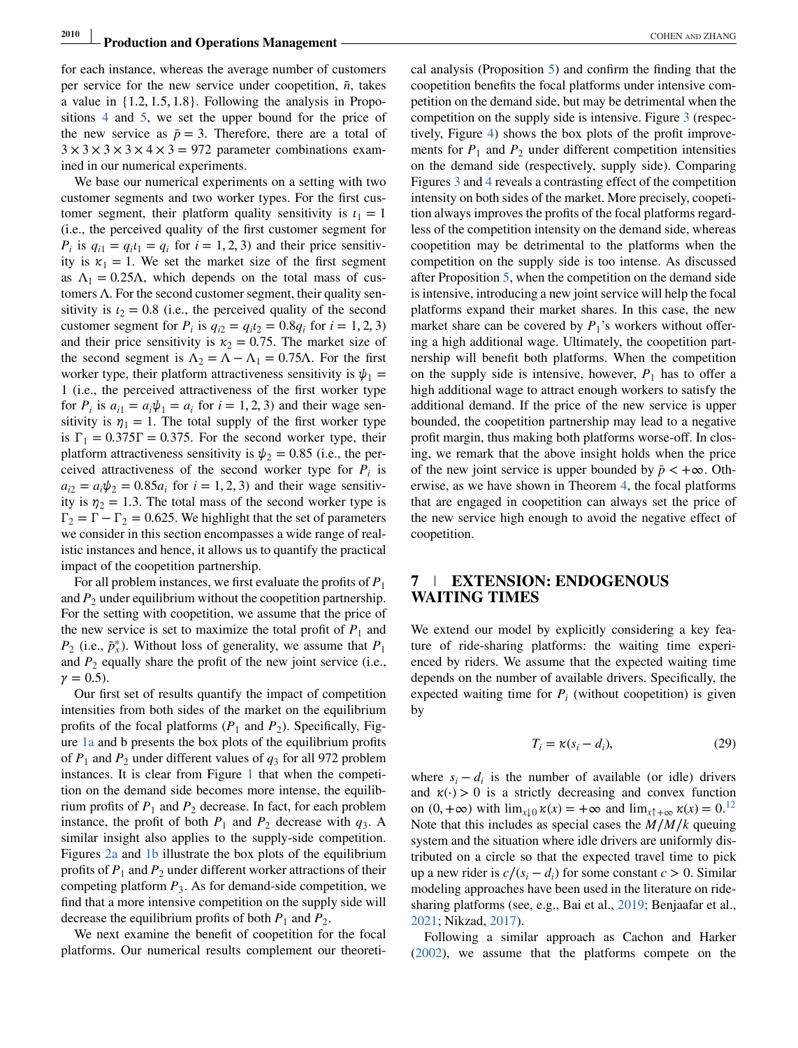for each instance, whereas the average number of customers per service for the new service under coopetition, $\tilde{n}$, takes a value in $\{1.2, 1.5, 1.8\}$. Following the analysis in Propositions 4 and 5, we set the upper bound for the price of the new service as $\bar{p} = 3$. Therefore, there are a total of $3 \times 3 \times 3 \times 3 \times 4 \times 3 = 972$ parameter combinations examined in our numerical experiments.

We base our numerical experiments on a setting with two customer segments and two worker types. For the first customer segment, their platform quality sensitivity is $\iota_1 = 1$ (i.e., the perceived quality of the first customer segment for $P_i$ is $q_{i1} = q_i\iota_1 = q_i$ for $i = 1, 2, 3$) and their price sensitivity is $\kappa_1 = 1$. We set the market size of the first segment as $\Lambda_1 = 0.25\Lambda$, which depends on the total mass of customers $\Lambda$. For the second customer segment, their quality sensitivity is $\iota_2 = 0.8$ (i.e., the perceived quality of the second customer segment for $P_i$ is $q_{i2} = q_i\iota_2 = 0.8q_i$ for $i = 1, 2, 3$) and their price sensitivity is $\kappa_2 = 0.75$. The market size of the second segment is $\Lambda_2 = \Lambda - \Lambda_1 = 0.75\Lambda$. For the first worker type, their platform attractiveness sensitivity is $\psi_1 = 1$ (i.e., the perceived attractiveness of the first worker type for $P_i$ is $a_{i1} = a_i\psi_1 = a_i$ for $i = 1, 2, 3$) and their wage sensitivity is $\eta_1 = 1$. The total supply of the first worker type is $\Gamma_1 = 0.375\Gamma = 0.375$. For the second worker type, their platform attractiveness sensitivity is $\psi_2 = 0.85$ (i.e., the perceived attractiveness of the second worker type for $P_i$ is $a_{i2} = a_i\psi_2 = 0.85a_i$ for $i = 1, 2, 3$) and their wage sensitivity is $\eta_2 = 1.3$. The total mass of the second worker type is $\Gamma_2 = \Gamma - \Gamma_2 = 0.625$. We highlight that the set of parameters we consider in this section encompasses a wide range of realistic instances and hence, it allows us to quantify the practical impact of the coopetition partnership.

For all problem instances, we first evaluate the profits of $P_1$ and $P_2$ under equilibrium without the coopetition partnership. For the setting with coopetition, we assume that the price of the new service is set to maximize the total profit of $P_1$ and $P_2$ (i.e., $\tilde{p}^*_x$). Without loss of generality, we assume that $P_1$ and $P_2$ equally share the profit of the new joint service (i.e., $\gamma = 0.5$).

Our first set of results quantify the impact of competition intensities from both sides of the market on the equilibrium profits of the focal platforms ($P_1$ and $P_2$). Specifically, Figure 1a and b presents the box plots of the equilibrium profits of $P_1$ and $P_2$ under different values of $q_3$ for all 972 problem instances. It is clear from Figure 1 that when the competition on the demand side becomes more intense, the equilibrium profits of $P_1$ and $P_2$ decrease. In fact, for each problem instance, the profit of both $P_1$ and $P_2$ decrease with $q_3$. A similar insight also applies to the supply-side competition. Figures 2a and 1b illustrate the box plots of the equilibrium profits of $P_1$ and $P_2$ under different worker attractions of their competing platform $P_3$. As for demand-side competition, we find that a more intensive competition on the supply side will decrease the equilibrium profits of both $P_1$ and $P_2$.

We next examine the benefit of coopetition for the focal platforms. Our numerical results complement our theoretical analysis (Proposition 5) and confirm the finding that the coopetition benefits the focal platforms under intensive competition on the demand side, but may be detrimental when the competition on the supply side is intensive. Figure 3 (respectively, Figure 4) shows the box plots of the profit improvements for $P_1$ and $P_2$ under different competition intensities on the demand side (respectively, supply side). Comparing Figures 3 and 4 reveals a contrasting effect of the competition intensity on both sides of the market. More precisely, coopetition always improves the profits of the focal platforms regardless of the competition intensity on the demand side, whereas coopetition may be detrimental to the platforms when the competition on the supply side is too intense. As discussed after Proposition 5, when the competition on the demand side is intensive, introducing a new joint service will help the focal platforms expand their market shares. In this case, the new market share can be covered by $P_1$'s workers without offering a high additional wage. Ultimately, the coopetition partnership will benefit both platforms. When the competition on the supply side is intensive, however, $P_1$ has to offer a high additional wage to attract enough workers to satisfy the additional demand. If the price of the new service is upper bounded, the coopetition partnership may lead to a negative profit margin, thus making both platforms worse-off. In closing, we remark that the above insight holds when the price of the new joint service is upper bounded by $\bar{p} < +\infty$. Otherwise, as we have shown in Theorem 4, the focal platforms that are engaged in coopetition can always set the price of the new service high enough to avoid the negative effect of coopetition.

## 7 | EXTENSION: ENDOGENOUS WAITING TIMES

We extend our model by explicitly considering a key feature of ride-sharing platforms: the waiting time experienced by riders. We assume that the expected waiting time depends on the number of available drivers. Specifically, the expected waiting time for $P_i$ (without coopetition) is given by

$$T_i = \kappa(s_i - d_i), \tag{29}$$

where $s_i - d_i$ is the number of available (or idle) drivers and $\kappa(\cdot) > 0$ is a strictly decreasing and convex function on $(0, +\infty)$ with $\lim_{x\downarrow 0}\kappa(x) = +\infty$ and $\lim_{x\uparrow +\infty}\kappa(x) = 0$.[12] Note that this includes as special cases the $M/M/k$ queuing system and the situation where idle drivers are uniformly distributed on a circle so that the expected travel time to pick up a new rider is $c/(s_i - d_i)$ for some constant $c > 0$. Similar modeling approaches have been used in the literature on ride-sharing platforms (see, e.g., Bai et al., 2019; Benjaafar et al., 2021; Nikzad, 2017).

Following a similar approach as Cachon and Harker (2002), we assume that the platforms compete on the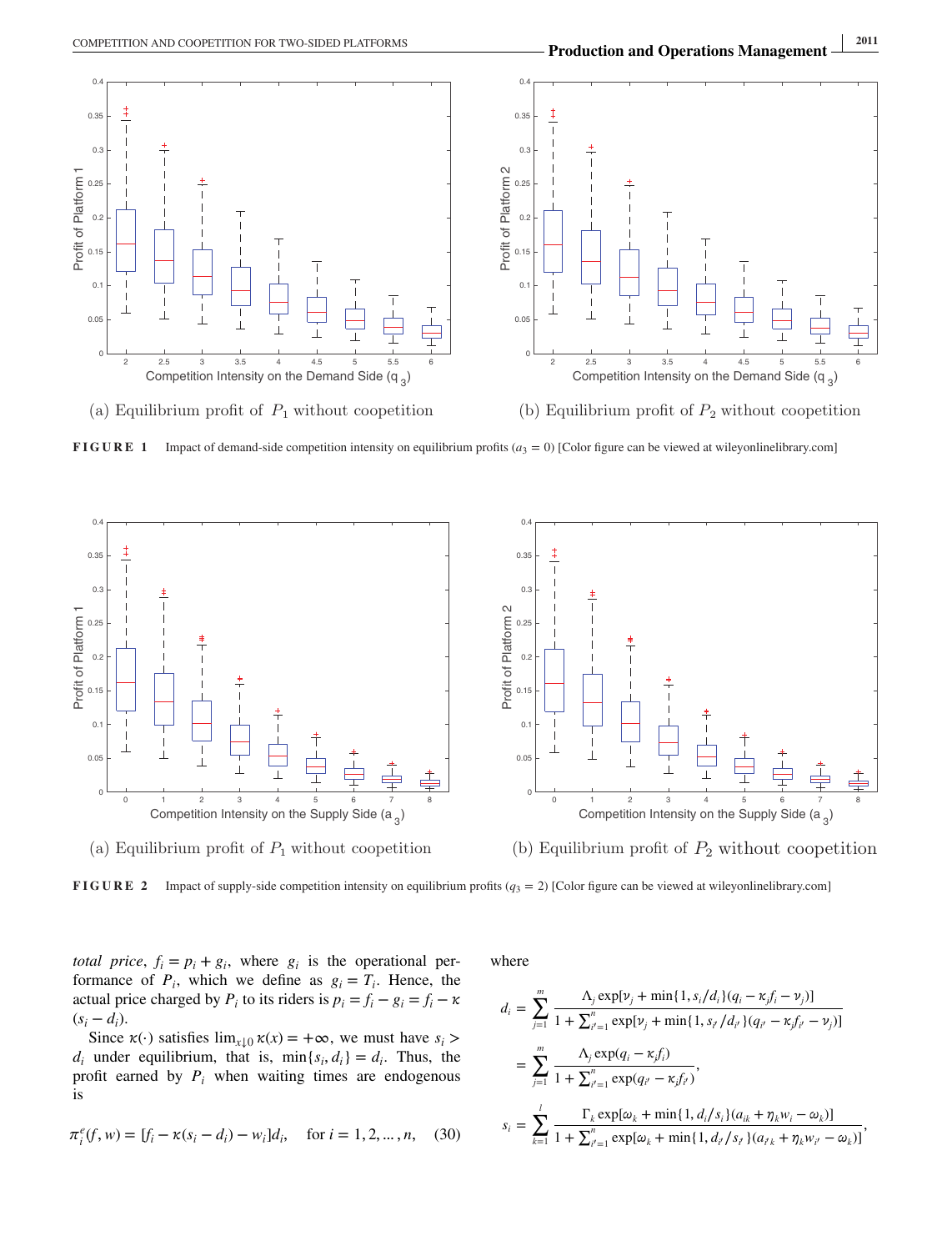(a) Equilibrium profit of $P_1$ without coopetition

(b) Equilibrium profit of $P_2$ without coopetition

**FIGURE 1** Impact of demand-side competition intensity on equilibrium profits ($a_3 = 0$) [Color figure can be viewed at wileyonlinelibrary.com]

(a) Equilibrium profit of $P_1$ without coopetition

(b) Equilibrium profit of $P_2$ without coopetition

**FIGURE 2** Impact of supply-side competition intensity on equilibrium profits ($q_3 = 2$) [Color figure can be viewed at wileyonlinelibrary.com]

*total price*, $f_i = p_i + g_i$, where $g_i$ is the operational performance of $P_i$, which we define as $g_i = T_i$. Hence, the actual price charged by $P_i$ to its riders is $p_i = f_i - g_i = f_i - \kappa(s_i - d_i)$.

Since $\kappa(\cdot)$ satisfies $\lim_{x \downarrow 0} \kappa(x) = +\infty$, we must have $s_i > d_i$ under equilibrium, that is, $\min\{s_i, d_i\} = d_i$. Thus, the profit earned by $P_i$ when waiting times are endogenous is

$$\pi_i^e(f, w) = [f_i - \kappa(s_i - d_i) - w_i]d_i, \quad \text{for } i = 1, 2, \ldots, n, \quad (30)$$

where

$$d_i = \sum_{j=1}^{m} \frac{\Lambda_j \exp[\nu_j + \min\{1, s_i/d_i\}(q_i - \kappa_j f_i - \nu_j)]}{1 + \sum_{i'=1}^{n} \exp[\nu_j + \min\{1, s_{i'}/d_{i'}\}(q_{i'} - \kappa_j f_{i'} - \nu_j)]}$$

$$= \sum_{j=1}^{m} \frac{\Lambda_j \exp(q_i - \kappa_j f_i)}{1 + \sum_{i'=1}^{n} \exp(q_{i'} - \kappa_j f_{i'})},$$

$$s_i = \sum_{k=1}^{l} \frac{\Gamma_k \exp[\omega_k + \min\{1, d_i/s_i\}(a_{ik} + \eta_k w_i - \omega_k)]}{1 + \sum_{i'=1}^{n} \exp[\omega_k + \min\{1, d_{i'}/s_{i'}\}(a_{i'k} + \eta_k w_{i'} - \omega_k)]},$$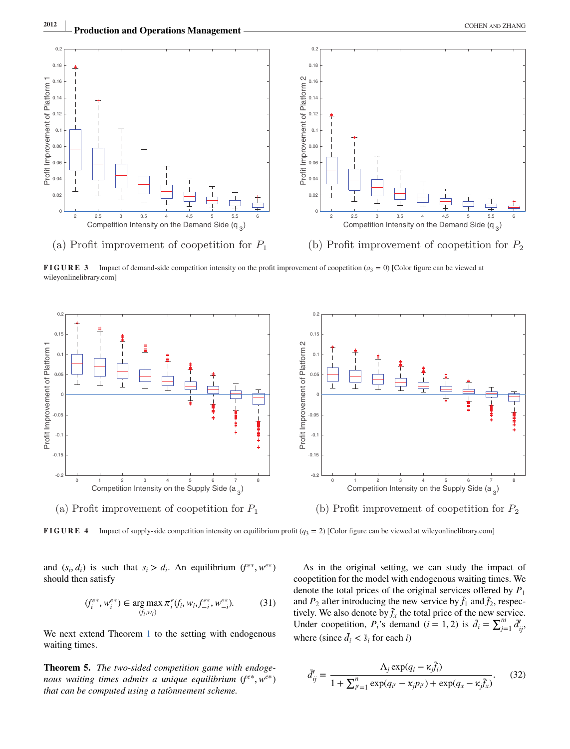(a) Profit improvement of coopetition for $P_1$

(b) Profit improvement of coopetition for $P_2$

**FIGURE 3** Impact of demand-side competition intensity on the profit improvement of coopetition ($a_3 = 0$) [Color figure can be viewed at wileyonlinelibrary.com]

(a) Profit improvement of coopetition for $P_1$

(b) Profit improvement of coopetition for $P_2$

**FIGURE 4** Impact of supply-side competition intensity on equilibrium profit ($q_3 = 2$) [Color figure can be viewed at wileyonlinelibrary.com]

and $(s_i, d_i)$ is such that $s_i > d_i$. An equilibrium $(f^{e*}, w^{e*})$ should then satisfy

$$(f_i^{e*}, w_i^{e*}) \in \underset{(f_i, w_i)}{\arg\max}\, \pi_i^e(f_i, w_i, f_{-i}^{e*}, w_{-i}^{e*}). \tag{31}$$

We next extend Theorem 1 to the setting with endogenous waiting times.

**Theorem 5.** *The two-sided competition game with endogenous waiting times admits a unique equilibrium $(f^{e*}, w^{e*})$ that can be computed using a tatônnement scheme.*

As in the original setting, we can study the impact of coopetition for the model with endogenous waiting times. We denote the total prices of the original services offered by $P_1$ and $P_2$ after introducing the new service by $\tilde{f}_1$ and $\tilde{f}_2$, respectively. We also denote by $\tilde{f}_x$ the total price of the new service. Under coopetition, $P_i$'s demand $(i = 1, 2)$ is $\tilde{d}_i = \sum_{j=1}^{m} \tilde{d}_{ij}'$, where (since $\tilde{d}_i < \tilde{s}_i$ for each $i$)

$$\tilde{d}_{ij}' = \frac{\Lambda_j \exp(q_i - \kappa_j \tilde{f}_i)}{1 + \sum_{i'=1}^{n} \exp(q_{i'} - \kappa_j p_{i'}) + \exp(q_x - \kappa_j \tilde{f}_x)}. \tag{32}$$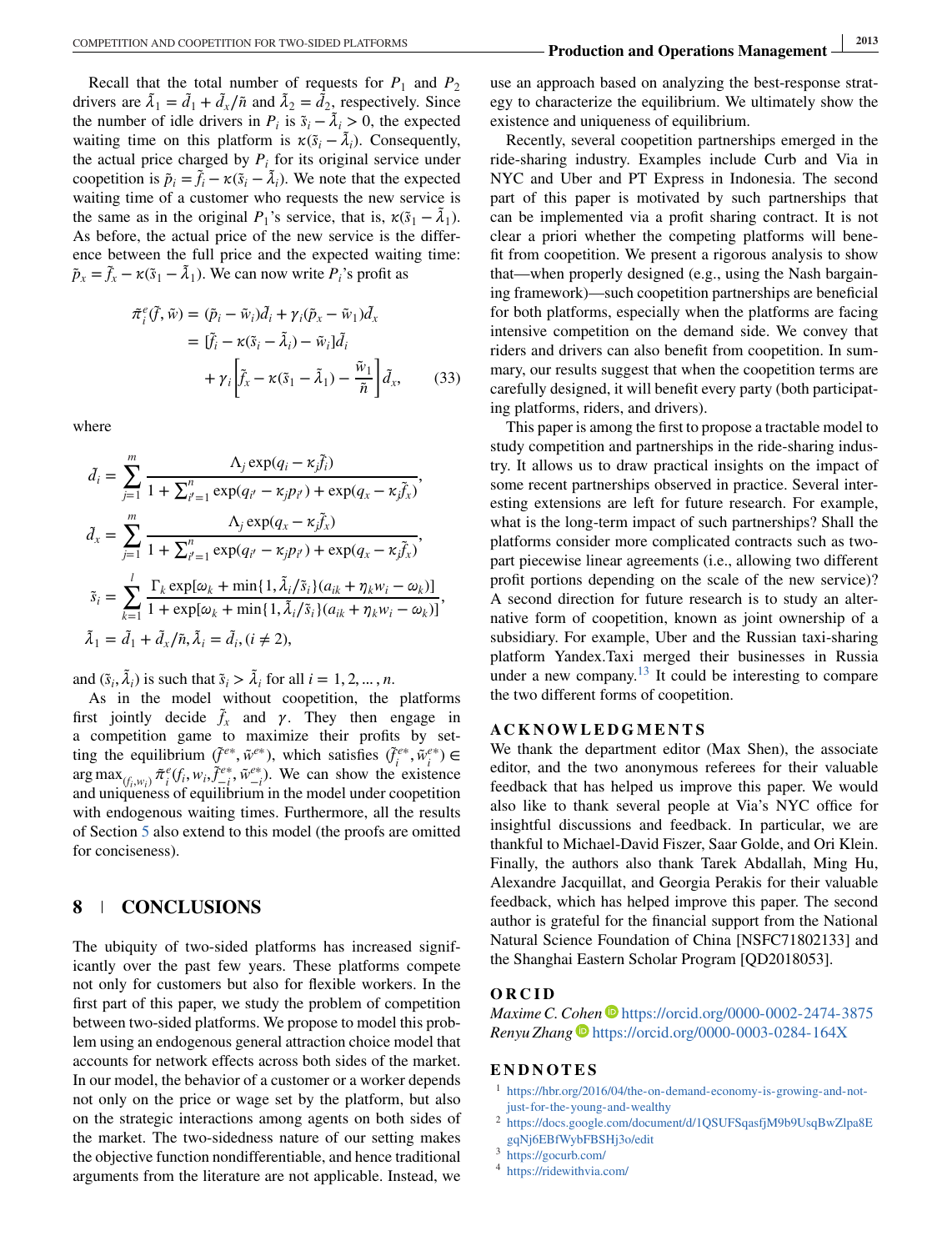Recall that the total number of requests for $P_1$ and $P_2$ drivers are $\tilde{\lambda}_1 = \tilde{d}_1 + \tilde{d}_x/\tilde{n}$ and $\tilde{\lambda}_2 = \tilde{d}_2$, respectively. Since the number of idle drivers in $P_i$ is $\tilde{s}_i - \tilde{\lambda}_i > 0$, the expected waiting time on this platform is $\kappa(\tilde{s}_i - \tilde{\lambda}_i)$. Consequently, the actual price charged by $P_i$ for its original service under coopetition is $\tilde{p}_i = \tilde{f}_i - \kappa(\tilde{s}_i - \tilde{\lambda}_i)$. We note that the expected waiting time of a customer who requests the new service is the same as in the original $P_1$'s service, that is, $\kappa(\tilde{s}_1 - \tilde{\lambda}_1)$. As before, the actual price of the new service is the difference between the full price and the expected waiting time: $\tilde{p}_x = \tilde{f}_x - \kappa(\tilde{s}_1 - \tilde{\lambda}_1)$. We can now write $P_i$'s profit as

$$
\begin{aligned}
\tilde{\pi}_i^e(\tilde{f}, \tilde{w}) &= (\tilde{p}_i - \tilde{w}_i)\tilde{d}_i + \gamma_i(\tilde{p}_x - \tilde{w}_1)\tilde{d}_x \\
&= [\tilde{f}_i - \kappa(\tilde{s}_i - \tilde{\lambda}_i) - \tilde{w}_i]\tilde{d}_i \\
&\quad + \gamma_i\left[\tilde{f}_x - \kappa(\tilde{s}_1 - \tilde{\lambda}_1) - \frac{\tilde{w}_1}{\tilde{n}}\right]\tilde{d}_x, \qquad (33)
\end{aligned}
$$

where

$$
\tilde{d}_i = \sum_{j=1}^{m} \frac{\Lambda_j \exp(q_i - \kappa_j \tilde{f}_i)}{1 + \sum_{i'=1}^{n} \exp(q_{i'} - \kappa_j p_{i'}) + \exp(q_x - \kappa_j \tilde{f}_x)},
$$

$$
\tilde{d}_x = \sum_{j=1}^{m} \frac{\Lambda_j \exp(q_x - \kappa_j \tilde{f}_x)}{1 + \sum_{i'=1}^{n} \exp(q_{i'} - \kappa_j p_{i'}) + \exp(q_x - \kappa_j \tilde{f}_x)},
$$

$$
\tilde{s}_i = \sum_{k=1}^{l} \frac{\Gamma_k \exp[\omega_k + \min\{1, \tilde{\lambda}_i/\tilde{s}_i\}(a_{ik} + \eta_k w_i - \omega_k)]}{1 + \exp[\omega_k + \min\{1, \tilde{\lambda}_i/\tilde{s}_i\}(a_{ik} + \eta_k w_i - \omega_k)]},
$$

$$
\tilde{\lambda}_1 = \tilde{d}_1 + \tilde{d}_x/\tilde{n}, \tilde{\lambda}_i = \tilde{d}_i, (i \neq 2),
$$

and $(\tilde{s}_i, \tilde{\lambda}_i)$ is such that $\tilde{s}_i > \tilde{\lambda}_i$ for all $i = 1, 2, \ldots, n$.

As in the model without coopetition, the platforms first jointly decide $\tilde{f}_x$ and $\gamma$. They then engage in a competition game to maximize their profits by setting the equilibrium $(\tilde{f}^{e*}, \tilde{w}^{e*})$, which satisfies $(\tilde{f}_i^{e*}, \tilde{w}_i^{e*}) \in \arg\max_{(f_i, w_i)} \tilde{\pi}_i^e(f_i, w_i, \tilde{f}_{-i}^{e*}, \tilde{w}_{-i}^{e*})$. We can show the existence and uniqueness of equilibrium in the model under coopetition with endogenous waiting times. Furthermore, all the results of Section 5 also extend to this model (the proofs are omitted for conciseness).

## 8 | CONCLUSIONS

The ubiquity of two-sided platforms has increased significantly over the past few years. These platforms compete not only for customers but also for flexible workers. In the first part of this paper, we study the problem of competition between two-sided platforms. We propose to model this problem using an endogenous general attraction choice model that accounts for network effects across both sides of the market. In our model, the behavior of a customer or a worker depends not only on the price or wage set by the platform, but also on the strategic interactions among agents on both sides of the market. The two-sidedness nature of our setting makes the objective function nondifferentiable, and hence traditional arguments from the literature are not applicable. Instead, we use an approach based on analyzing the best-response strategy to characterize the equilibrium. We ultimately show the existence and uniqueness of equilibrium.

Recently, several coopetition partnerships emerged in the ride-sharing industry. Examples include Curb and Via in NYC and Uber and PT Express in Indonesia. The second part of this paper is motivated by such partnerships that can be implemented via a profit sharing contract. It is not clear a priori whether the competing platforms will benefit from coopetition. We present a rigorous analysis to show that—when properly designed (e.g., using the Nash bargaining framework)—such coopetition partnerships are beneficial for both platforms, especially when the platforms are facing intensive competition on the demand side. We convey that riders and drivers can also benefit from coopetition. In summary, our results suggest that when the coopetition terms are carefully designed, it will benefit every party (both participating platforms, riders, and drivers).

This paper is among the first to propose a tractable model to study competition and partnerships in the ride-sharing industry. It allows us to draw practical insights on the impact of some recent partnerships observed in practice. Several interesting extensions are left for future research. For example, what is the long-term impact of such partnerships? Shall the platforms consider more complicated contracts such as two-part piecewise linear agreements (i.e., allowing two different profit portions depending on the scale of the new service)? A second direction for future research is to study an alternative form of coopetition, known as joint ownership of a subsidiary. For example, Uber and the Russian taxi-sharing platform Yandex.Taxi merged their businesses in Russia under a new company.[13] It could be interesting to compare the two different forms of coopetition.

## ACKNOWLEDGMENTS

We thank the department editor (Max Shen), the associate editor, and the two anonymous referees for their valuable feedback that has helped us improve this paper. We would also like to thank several people at Via's NYC office for insightful discussions and feedback. In particular, we are thankful to Michael-David Fiszer, Saar Golde, and Ori Klein. Finally, the authors also thank Tarek Abdallah, Ming Hu, Alexandre Jacquillat, and Georgia Perakis for their valuable feedback, which has helped improve this paper. The second author is grateful for the financial support from the National Natural Science Foundation of China [NSFC71802133] and the Shanghai Eastern Scholar Program [QD2018053].

## ORCID

*Maxime C. Cohen* https://orcid.org/0000-0002-2474-3875
*Renyu Zhang* https://orcid.org/0000-0003-0284-164X

## ENDNOTES

1. https://hbr.org/2016/04/the-on-demand-economy-is-growing-and-not-just-for-the-young-and-wealthy
2. https://docs.google.com/document/d/1QSUFSqasfjM9b9UsqBwZlpa8EgqNj6EBfWybFBSHj3o/edit
3. https://gocurb.com/
4. https://ridewithvia.com/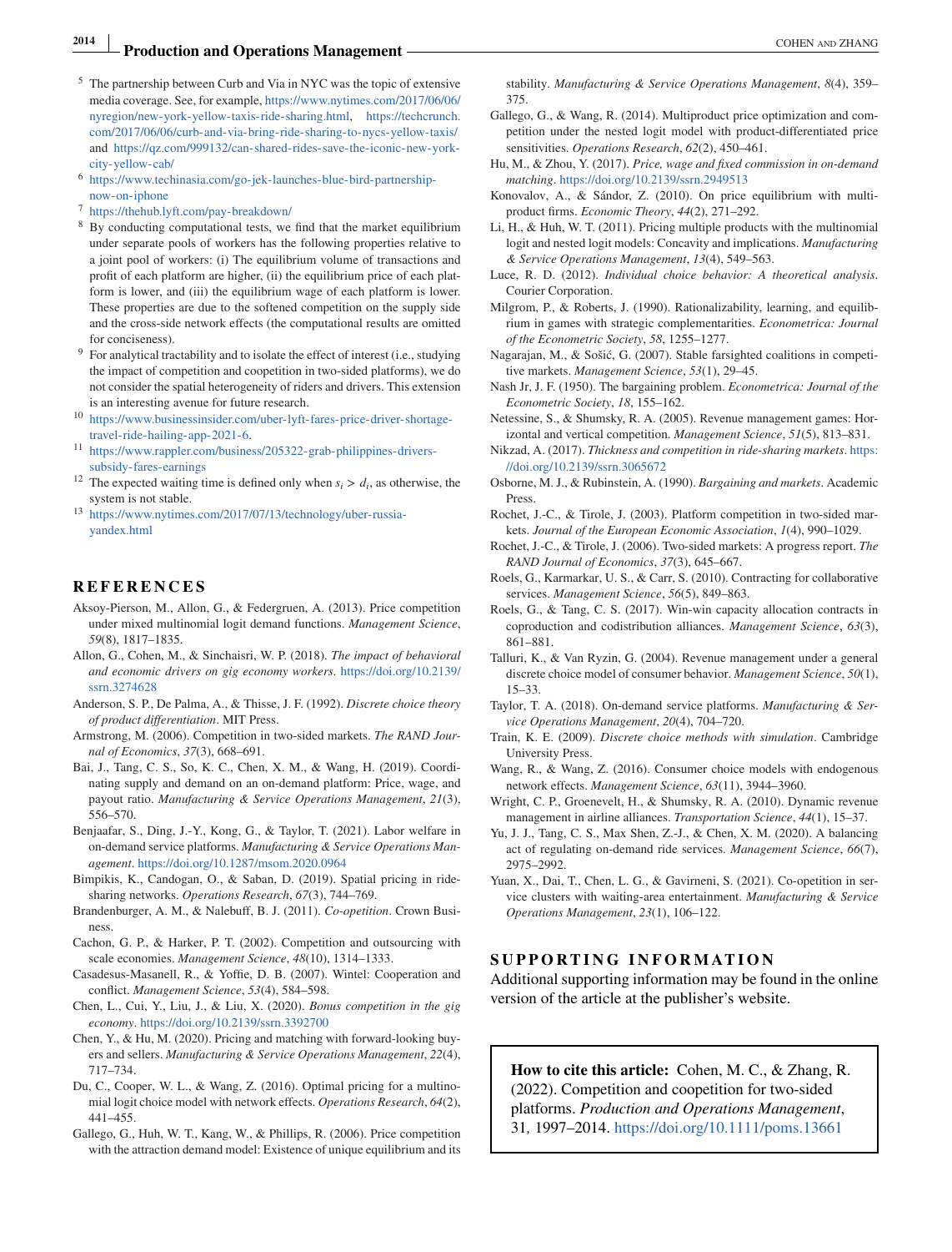[5] The partnership between Curb and Via in NYC was the topic of extensive media coverage. See, for example, https://www.nytimes.com/2017/06/06/nyregion/new-york-yellow-taxis-ride-sharing.html, https://techcrunch.com/2017/06/06/curb-and-via-bring-ride-sharing-to-nycs-yellow-taxis/ and https://qz.com/999132/can-shared-rides-save-the-iconic-new-york-city-yellow-cab/

[6] https://www.techinasia.com/go-jek-launches-blue-bird-partnership-now-on-iphone

[7] https://thehub.lyft.com/pay-breakdown/

[8] By conducting computational tests, we find that the market equilibrium under separate pools of workers has the following properties relative to a joint pool of workers: (i) The equilibrium volume of transactions and profit of each platform are higher, (ii) the equilibrium price of each platform is lower, and (iii) the equilibrium wage of each platform is lower. These properties are due to the softened competition on the supply side and the cross-side network effects (the computational results are omitted for conciseness).

[9] For analytical tractability and to isolate the effect of interest (i.e., studying the impact of competition and coopetition in two-sided platforms), we do not consider the spatial heterogeneity of riders and drivers. This extension is an interesting avenue for future research.

[10] https://www.businessinsider.com/uber-lyft-fares-price-driver-shortage-travel-ride-hailing-app-2021-6.

[11] https://www.rappler.com/business/205322-grab-philippines-drivers-subsidy-fares-earnings

[12] The expected waiting time is defined only when $s_i > d_i$, as otherwise, the system is not stable.

[13] https://www.nytimes.com/2017/07/13/technology/uber-russia-yandex.html

## REFERENCES

Aksoy-Pierson, M., Allon, G., & Federgruen, A. (2013). Price competition under mixed multinomial logit demand functions. *Management Science*, *59*(8), 1817–1835.

Allon, G., Cohen, M., & Sinchaisri, W. P. (2018). *The impact of behavioral and economic drivers on gig economy workers*. https://doi.org/10.2139/ssrn.3274628

Anderson, S. P., De Palma, A., & Thisse, J. F. (1992). *Discrete choice theory of product differentiation*. MIT Press.

Armstrong, M. (2006). Competition in two-sided markets. *The RAND Journal of Economics*, *37*(3), 668–691.

Bai, J., Tang, C. S., So, K. C., Chen, X. M., & Wang, H. (2019). Coordinating supply and demand on an on-demand platform: Price, wage, and payout ratio. *Manufacturing & Service Operations Management*, *21*(3), 556–570.

Benjaafar, S., Ding, J.-Y., Kong, G., & Taylor, T. (2021). Labor welfare in on-demand service platforms. *Manufacturing & Service Operations Management*. https://doi.org/10.1287/msom.2020.0964

Bimpikis, K., Candogan, O., & Saban, D. (2019). Spatial pricing in ride-sharing networks. *Operations Research*, *67*(3), 744–769.

Brandenburger, A. M., & Nalebuff, B. J. (2011). *Co-opetition*. Crown Business.

Cachon, G. P., & Harker, P. T. (2002). Competition and outsourcing with scale economies. *Management Science*, *48*(10), 1314–1333.

Casadesus-Masanell, R., & Yoffie, D. B. (2007). Wintel: Cooperation and conflict. *Management Science*, *53*(4), 584–598.

Chen, L., Cui, Y., Liu, J., & Liu, X. (2020). *Bonus competition in the gig economy*. https://doi.org/10.2139/ssrn.3392700

Chen, Y., & Hu, M. (2020). Pricing and matching with forward-looking buyers and sellers. *Manufacturing & Service Operations Management*, *22*(4), 717–734.

Du, C., Cooper, W. L., & Wang, Z. (2016). Optimal pricing for a multinomial logit choice model with network effects. *Operations Research*, *64*(2), 441–455.

Gallego, G., Huh, W. T., Kang, W., & Phillips, R. (2006). Price competition with the attraction demand model: Existence of unique equilibrium and its stability. *Manufacturing & Service Operations Management*, *8*(4), 359–375.

Gallego, G., & Wang, R. (2014). Multiproduct price optimization and competition under the nested logit model with product-differentiated price sensitivities. *Operations Research*, *62*(2), 450–461.

Hu, M., & Zhou, Y. (2017). *Price, wage and fixed commission in on-demand matching*. https://doi.org/10.2139/ssrn.2949513

Konovalov, A., & Sándor, Z. (2010). On price equilibrium with multi-product firms. *Economic Theory*, *44*(2), 271–292.

Li, H., & Huh, W. T. (2011). Pricing multiple products with the multinomial logit and nested logit models: Concavity and implications. *Manufacturing & Service Operations Management*, *13*(4), 549–563.

Luce, R. D. (2012). *Individual choice behavior: A theoretical analysis*. Courier Corporation.

Milgrom, P., & Roberts, J. (1990). Rationalizability, learning, and equilibrium in games with strategic complementarities. *Econometrica: Journal of the Econometric Society*, *58*, 1255–1277.

Nagarajan, M., & Sošić, G. (2007). Stable farsighted coalitions in competitive markets. *Management Science*, *53*(1), 29–45.

Nash Jr, J. F. (1950). The bargaining problem. *Econometrica: Journal of the Econometric Society*, *18*, 155–162.

Netessine, S., & Shumsky, R. A. (2005). Revenue management games: Horizontal and vertical competition. *Management Science*, *51*(5), 813–831.

Nikzad, A. (2017). *Thickness and competition in ride-sharing markets*. https://doi.org/10.2139/ssrn.3065672

Osborne, M. J., & Rubinstein, A. (1990). *Bargaining and markets*. Academic Press.

Rochet, J.-C., & Tirole, J. (2003). Platform competition in two-sided markets. *Journal of the European Economic Association*, *1*(4), 990–1029.

Rochet, J.-C., & Tirole, J. (2006). Two-sided markets: A progress report. *The RAND Journal of Economics*, *37*(3), 645–667.

Roels, G., Karmarkar, U. S., & Carr, S. (2010). Contracting for collaborative services. *Management Science*, *56*(5), 849–863.

Roels, G., & Tang, C. S. (2017). Win-win capacity allocation contracts in coproduction and codistribution alliances. *Management Science*, *63*(3), 861–881.

Talluri, K., & Van Ryzin, G. (2004). Revenue management under a general discrete choice model of consumer behavior. *Management Science*, *50*(1), 15–33.

Taylor, T. A. (2018). On-demand service platforms. *Manufacturing & Service Operations Management*, *20*(4), 704–720.

Train, K. E. (2009). *Discrete choice methods with simulation*. Cambridge University Press.

Wang, R., & Wang, Z. (2016). Consumer choice models with endogenous network effects. *Management Science*, *63*(11), 3944–3960.

Wright, C. P., Groenevelt, H., & Shumsky, R. A. (2010). Dynamic revenue management in airline alliances. *Transportation Science*, *44*(1), 15–37.

Yu, J. J., Tang, C. S., Max Shen, Z.-J., & Chen, X. M. (2020). A balancing act of regulating on-demand ride services. *Management Science*, *66*(7), 2975–2992.

Yuan, X., Dai, T., Chen, L. G., & Gavirneni, S. (2021). Co-opetition in service clusters with waiting-area entertainment. *Manufacturing & Service Operations Management*, *23*(1), 106–122.

## SUPPORTING INFORMATION

Additional supporting information may be found in the online version of the article at the publisher's website.

**How to cite this article:** Cohen, M. C., & Zhang, R. (2022). Competition and coopetition for two-sided platforms. *Production and Operations Management*, 31, 1997–2014. https://doi.org/10.1111/poms.13661